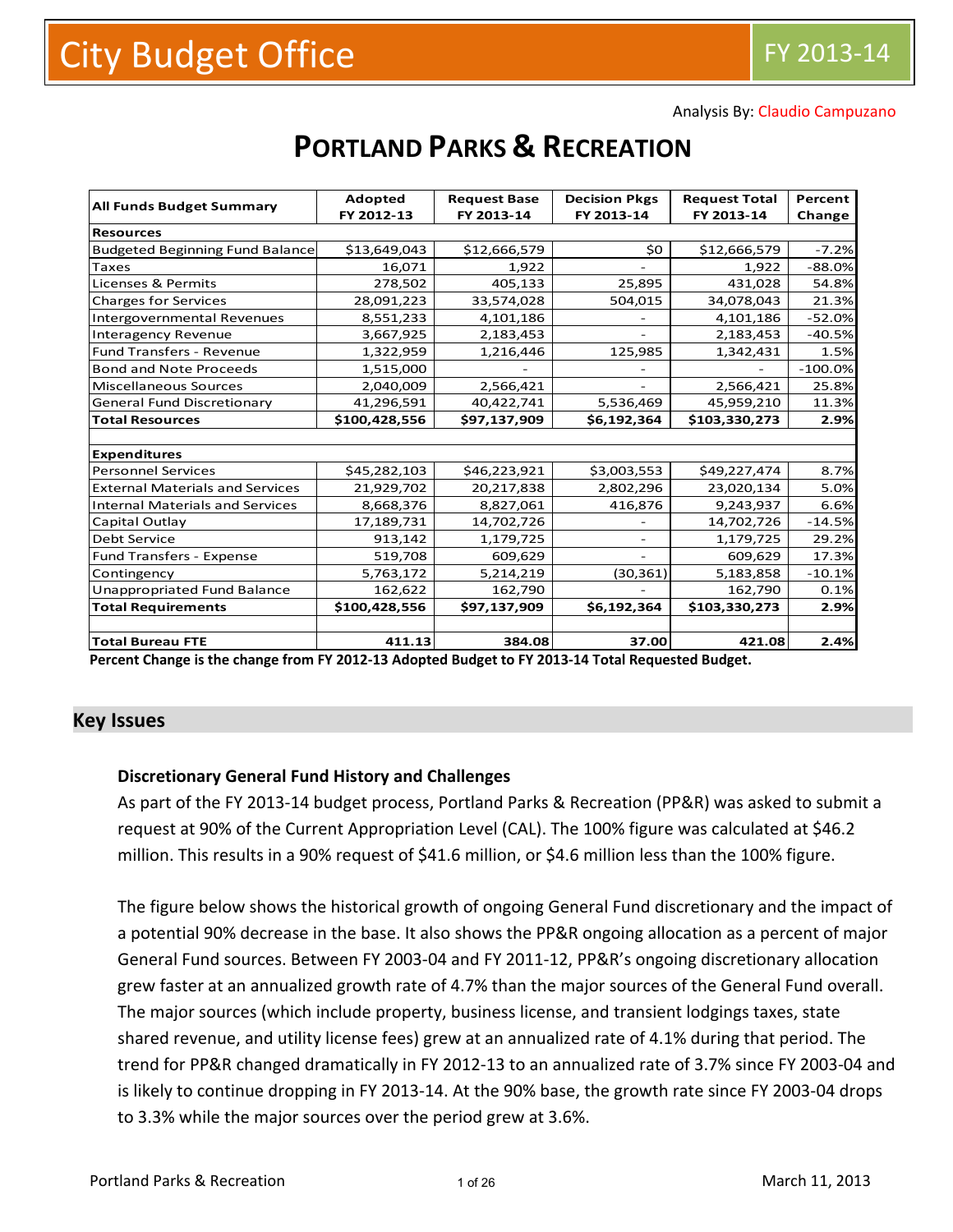City Budget Office | FY 2013-14

Analysis By: Claudio Campuzano

# PORTLAND PARKS & RECREATION

| All Funds Budget Summary | Adopted FY 2012-13 | Request Base FY 2013-14 | Decision Pkgs FY 2013-14 | Request Total FY 2013-14 | Percent Change |
|---|---|---|---|---|---|
| **Resources** | | | | | |
| Budgeted Beginning Fund Balance | $13,649,043 | $12,666,579 | $0 | $12,666,579 | -7.2% |
| Taxes | 16,071 | 1,922 | - | 1,922 | -88.0% |
| Licenses & Permits | 278,502 | 405,133 | 25,895 | 431,028 | 54.8% |
| Charges for Services | 28,091,223 | 33,574,028 | 504,015 | 34,078,043 | 21.3% |
| Intergovernmental Revenues | 8,551,233 | 4,101,186 | - | 4,101,186 | -52.0% |
| Interagency Revenue | 3,667,925 | 2,183,453 | - | 2,183,453 | -40.5% |
| Fund Transfers - Revenue | 1,322,959 | 1,216,446 | 125,985 | 1,342,431 | 1.5% |
| Bond and Note Proceeds | 1,515,000 | - | - | - | -100.0% |
| Miscellaneous Sources | 2,040,009 | 2,566,421 | - | 2,566,421 | 25.8% |
| General Fund Discretionary | 41,296,591 | 40,422,741 | 5,536,469 | 45,959,210 | 11.3% |
| **Total Resources** | **$100,428,556** | **$97,137,909** | **$6,192,364** | **$103,330,273** | **2.9%** |
| | | | | | |
| **Expenditures** | | | | | |
| Personnel Services | $45,282,103 | $46,223,921 | $3,003,553 | $49,227,474 | 8.7% |
| External Materials and Services | 21,929,702 | 20,217,838 | 2,802,296 | 23,020,134 | 5.0% |
| Internal Materials and Services | 8,668,376 | 8,827,061 | 416,876 | 9,243,937 | 6.6% |
| Capital Outlay | 17,189,731 | 14,702,726 | - | 14,702,726 | -14.5% |
| Debt Service | 913,142 | 1,179,725 | - | 1,179,725 | 29.2% |
| Fund Transfers - Expense | 519,708 | 609,629 | - | 609,629 | 17.3% |
| Contingency | 5,763,172 | 5,214,219 | (30,361) | 5,183,858 | -10.1% |
| Unappropriated Fund Balance | 162,622 | 162,790 | - | 162,790 | 0.1% |
| **Total Requirements** | **$100,428,556** | **$97,137,909** | **$6,192,364** | **$103,330,273** | **2.9%** |
| | | | | | |
| **Total Bureau FTE** | **411.13** | **384.08** | **37.00** | **421.08** | **2.4%** |

**Percent Change is the change from FY 2012-13 Adopted Budget to FY 2013-14 Total Requested Budget.**

## Key Issues

### Discretionary General Fund History and Challenges

As part of the FY 2013-14 budget process, Portland Parks & Recreation (PP&R) was asked to submit a request at 90% of the Current Appropriation Level (CAL). The 100% figure was calculated at $46.2 million. This results in a 90% request of $41.6 million, or $4.6 million less than the 100% figure.

The figure below shows the historical growth of ongoing General Fund discretionary and the impact of a potential 90% decrease in the base. It also shows the PP&R ongoing allocation as a percent of major General Fund sources. Between FY 2003-04 and FY 2011-12, PP&R's ongoing discretionary allocation grew faster at an annualized growth rate of 4.7% than the major sources of the General Fund overall. The major sources (which include property, business license, and transient lodgings taxes, state shared revenue, and utility license fees) grew at an annualized rate of 4.1% during that period. The trend for PP&R changed dramatically in FY 2012-13 to an annualized rate of 3.7% since FY 2003-04 and is likely to continue dropping in FY 2013-14. At the 90% base, the growth rate since FY 2003-04 drops to 3.3% while the major sources over the period grew at 3.6%.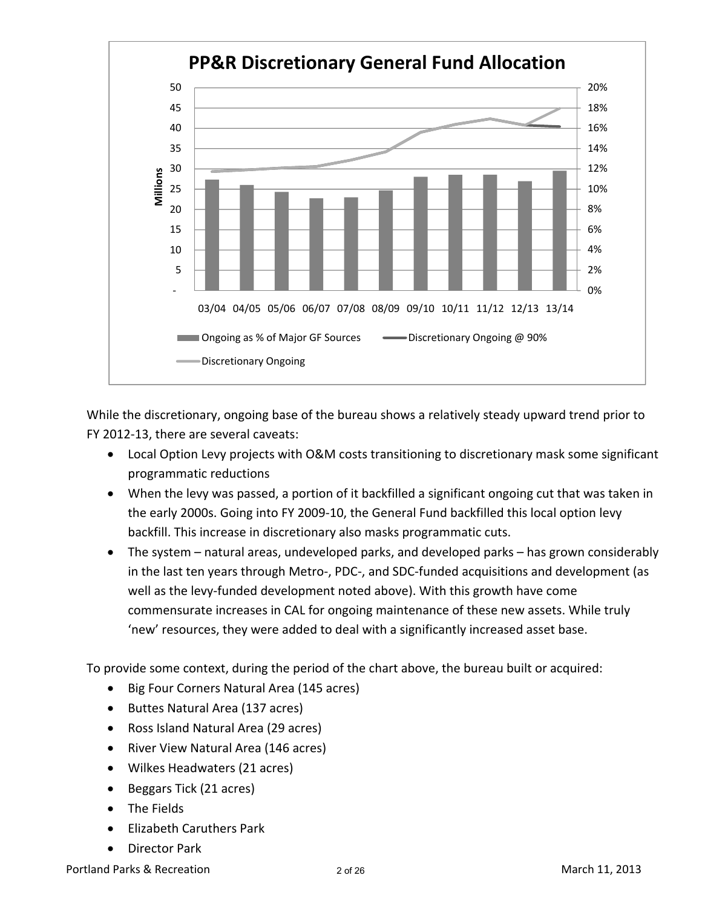**PP&R Discretionary General Fund Allocation**

While the discretionary, ongoing base of the bureau shows a relatively steady upward trend prior to FY 2012-13, there are several caveats:

- Local Option Levy projects with O&M costs transitioning to discretionary mask some significant programmatic reductions
- When the levy was passed, a portion of it backfilled a significant ongoing cut that was taken in the early 2000s. Going into FY 2009-10, the General Fund backfilled this local option levy backfill. This increase in discretionary also masks programmatic cuts.
- The system – natural areas, undeveloped parks, and developed parks – has grown considerably in the last ten years through Metro-, PDC-, and SDC-funded acquisitions and development (as well as the levy-funded development noted above). With this growth have come commensurate increases in CAL for ongoing maintenance of these new assets. While truly 'new' resources, they were added to deal with a significantly increased asset base.

To provide some context, during the period of the chart above, the bureau built or acquired:

- Big Four Corners Natural Area (145 acres)
- Buttes Natural Area (137 acres)
- Ross Island Natural Area (29 acres)
- River View Natural Area (146 acres)
- Wilkes Headwaters (21 acres)
- Beggars Tick (21 acres)
- The Fields
- Elizabeth Caruthers Park
- Director Park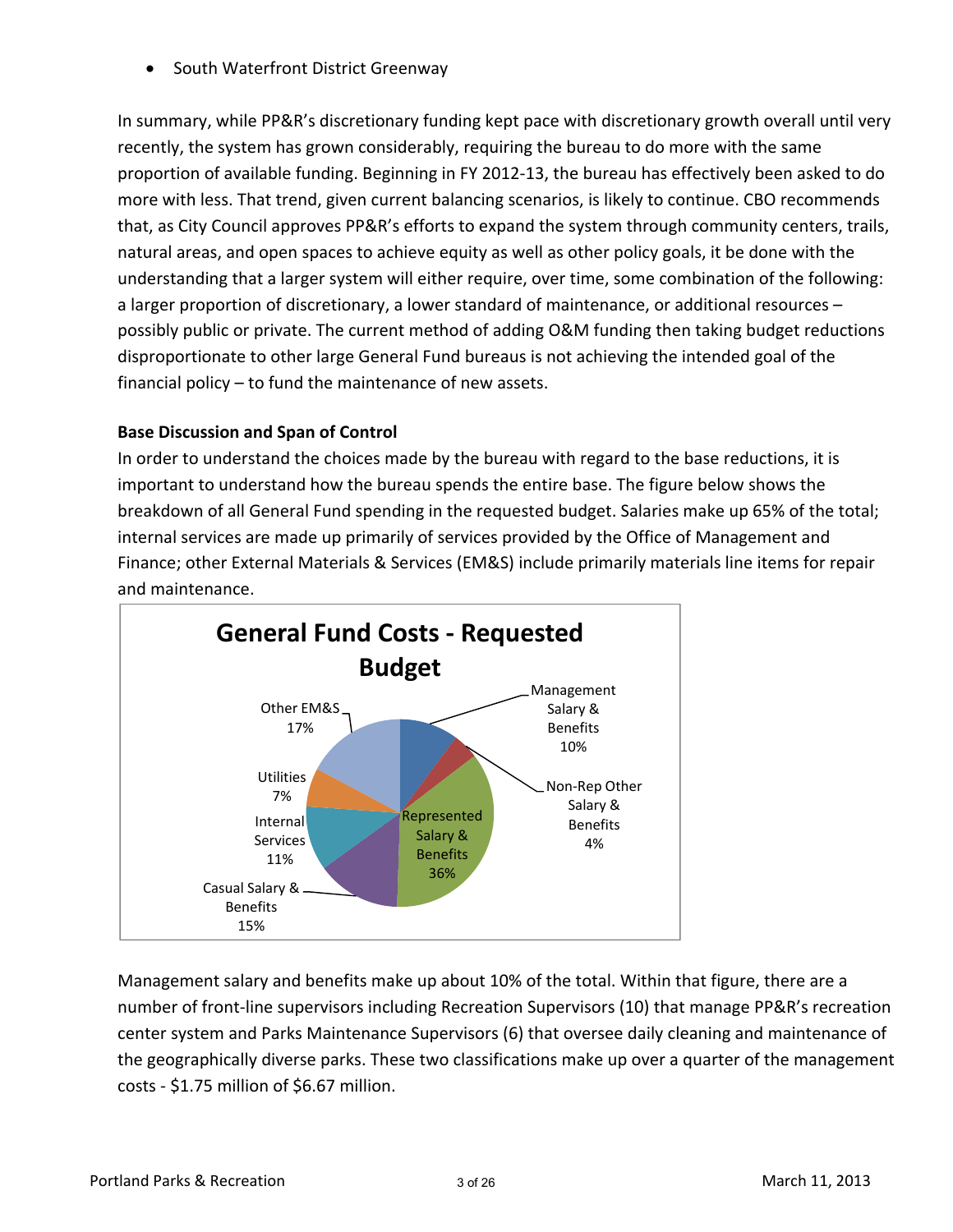- South Waterfront District Greenway

In summary, while PP&R's discretionary funding kept pace with discretionary growth overall until very recently, the system has grown considerably, requiring the bureau to do more with the same proportion of available funding. Beginning in FY 2012-13, the bureau has effectively been asked to do more with less. That trend, given current balancing scenarios, is likely to continue. CBO recommends that, as City Council approves PP&R's efforts to expand the system through community centers, trails, natural areas, and open spaces to achieve equity as well as other policy goals, it be done with the understanding that a larger system will either require, over time, some combination of the following: a larger proportion of discretionary, a lower standard of maintenance, or additional resources – possibly public or private. The current method of adding O&M funding then taking budget reductions disproportionate to other large General Fund bureaus is not achieving the intended goal of the financial policy – to fund the maintenance of new assets.

**Base Discussion and Span of Control**

In order to understand the choices made by the bureau with regard to the base reductions, it is important to understand how the bureau spends the entire base. The figure below shows the breakdown of all General Fund spending in the requested budget. Salaries make up 65% of the total; internal services are made up primarily of services provided by the Office of Management and Finance; other External Materials & Services (EM&S) include primarily materials line items for repair and maintenance.

**General Fund Costs - Requested Budget**

| Category | Share |
|---|---|
| Management Salary & Benefits | 10% |
| Non-Rep Other Salary & Benefits | 4% |
| Represented Salary & Benefits | 36% |
| Casual Salary & Benefits | 15% |
| Internal Services | 11% |
| Utilities | 7% |
| Other EM&S | 17% |

Management salary and benefits make up about 10% of the total. Within that figure, there are a number of front-line supervisors including Recreation Supervisors (10) that manage PP&R's recreation center system and Parks Maintenance Supervisors (6) that oversee daily cleaning and maintenance of the geographically diverse parks. These two classifications make up over a quarter of the management costs - $1.75 million of $6.67 million.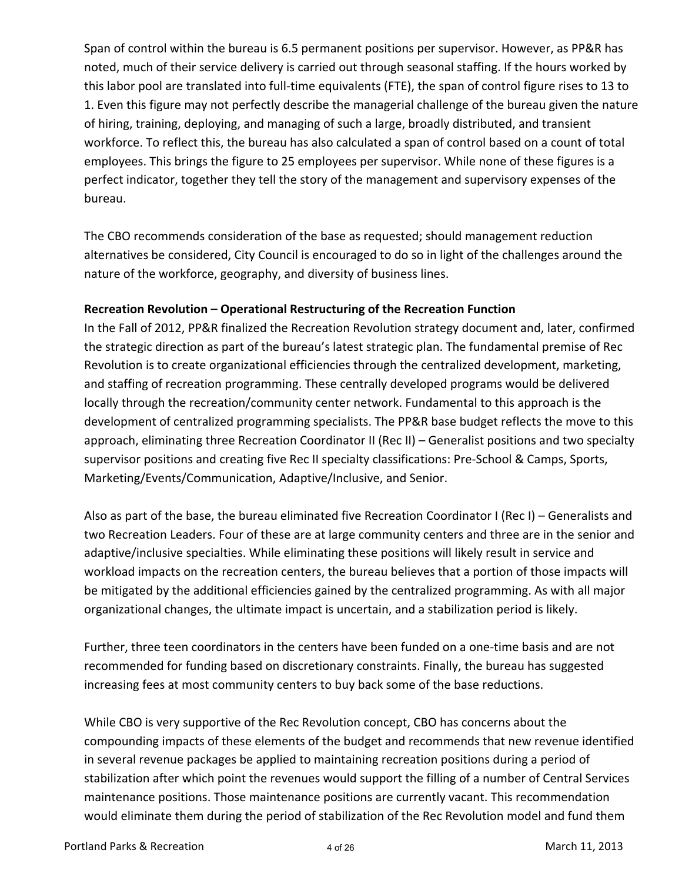Span of control within the bureau is 6.5 permanent positions per supervisor. However, as PP&R has noted, much of their service delivery is carried out through seasonal staffing. If the hours worked by this labor pool are translated into full-time equivalents (FTE), the span of control figure rises to 13 to 1. Even this figure may not perfectly describe the managerial challenge of the bureau given the nature of hiring, training, deploying, and managing of such a large, broadly distributed, and transient workforce. To reflect this, the bureau has also calculated a span of control based on a count of total employees. This brings the figure to 25 employees per supervisor. While none of these figures is a perfect indicator, together they tell the story of the management and supervisory expenses of the bureau.

The CBO recommends consideration of the base as requested; should management reduction alternatives be considered, City Council is encouraged to do so in light of the challenges around the nature of the workforce, geography, and diversity of business lines.

**Recreation Revolution – Operational Restructuring of the Recreation Function**

In the Fall of 2012, PP&R finalized the Recreation Revolution strategy document and, later, confirmed the strategic direction as part of the bureau's latest strategic plan. The fundamental premise of Rec Revolution is to create organizational efficiencies through the centralized development, marketing, and staffing of recreation programming. These centrally developed programs would be delivered locally through the recreation/community center network. Fundamental to this approach is the development of centralized programming specialists. The PP&R base budget reflects the move to this approach, eliminating three Recreation Coordinator II (Rec II) – Generalist positions and two specialty supervisor positions and creating five Rec II specialty classifications: Pre-School & Camps, Sports, Marketing/Events/Communication, Adaptive/Inclusive, and Senior.

Also as part of the base, the bureau eliminated five Recreation Coordinator I (Rec I) – Generalists and two Recreation Leaders. Four of these are at large community centers and three are in the senior and adaptive/inclusive specialties. While eliminating these positions will likely result in service and workload impacts on the recreation centers, the bureau believes that a portion of those impacts will be mitigated by the additional efficiencies gained by the centralized programming. As with all major organizational changes, the ultimate impact is uncertain, and a stabilization period is likely.

Further, three teen coordinators in the centers have been funded on a one-time basis and are not recommended for funding based on discretionary constraints. Finally, the bureau has suggested increasing fees at most community centers to buy back some of the base reductions.

While CBO is very supportive of the Rec Revolution concept, CBO has concerns about the compounding impacts of these elements of the budget and recommends that new revenue identified in several revenue packages be applied to maintaining recreation positions during a period of stabilization after which point the revenues would support the filling of a number of Central Services maintenance positions. Those maintenance positions are currently vacant. This recommendation would eliminate them during the period of stabilization of the Rec Revolution model and fund them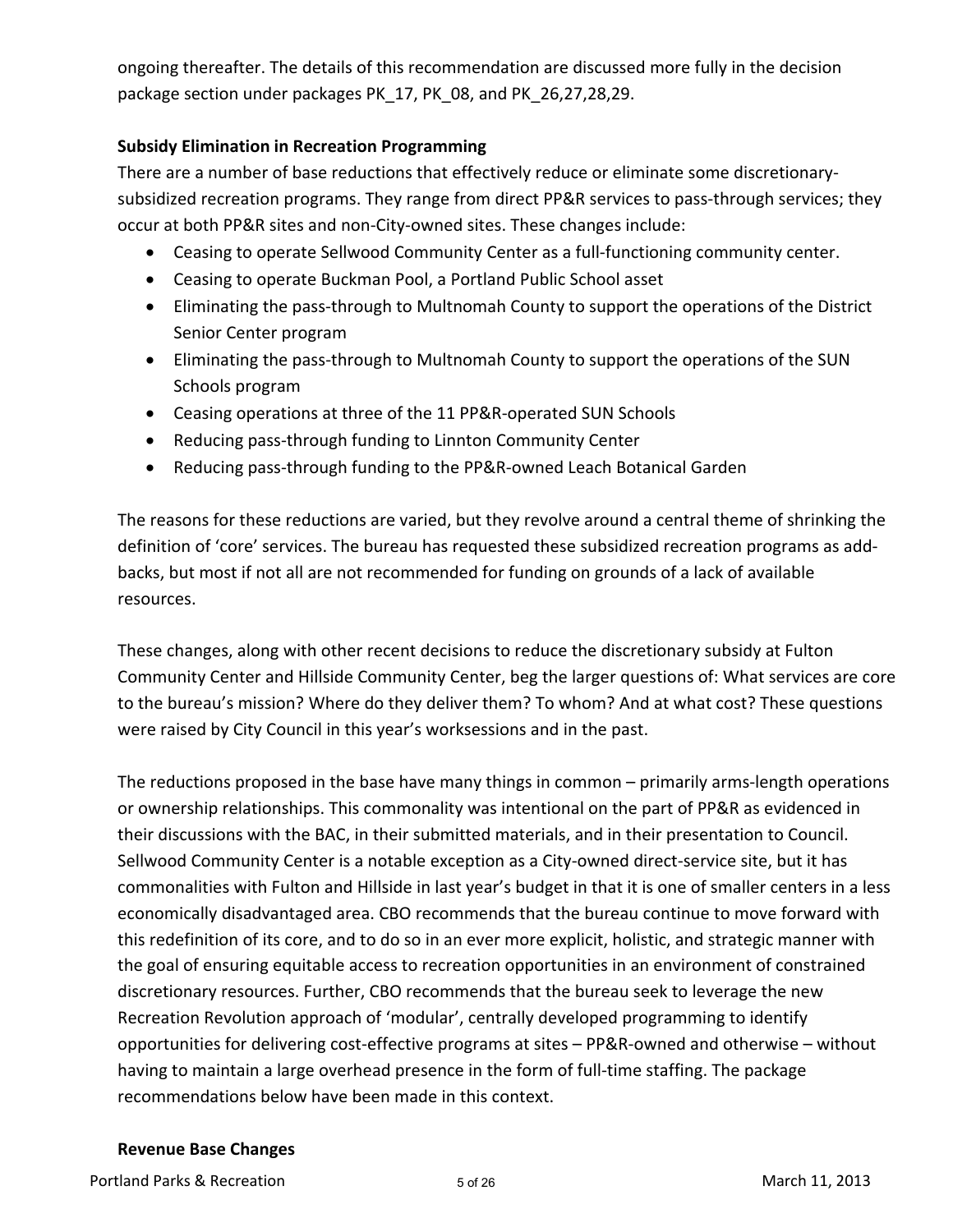ongoing thereafter. The details of this recommendation are discussed more fully in the decision package section under packages PK_17, PK_08, and PK_26,27,28,29.

**Subsidy Elimination in Recreation Programming**

There are a number of base reductions that effectively reduce or eliminate some discretionary-subsidized recreation programs. They range from direct PP&R services to pass-through services; they occur at both PP&R sites and non-City-owned sites. These changes include:

- Ceasing to operate Sellwood Community Center as a full-functioning community center.
- Ceasing to operate Buckman Pool, a Portland Public School asset
- Eliminating the pass-through to Multnomah County to support the operations of the District Senior Center program
- Eliminating the pass-through to Multnomah County to support the operations of the SUN Schools program
- Ceasing operations at three of the 11 PP&R-operated SUN Schools
- Reducing pass-through funding to Linnton Community Center
- Reducing pass-through funding to the PP&R-owned Leach Botanical Garden

The reasons for these reductions are varied, but they revolve around a central theme of shrinking the definition of 'core' services. The bureau has requested these subsidized recreation programs as add-backs, but most if not all are not recommended for funding on grounds of a lack of available resources.

These changes, along with other recent decisions to reduce the discretionary subsidy at Fulton Community Center and Hillside Community Center, beg the larger questions of: What services are core to the bureau's mission? Where do they deliver them? To whom? And at what cost? These questions were raised by City Council in this year's worksessions and in the past.

The reductions proposed in the base have many things in common – primarily arms-length operations or ownership relationships. This commonality was intentional on the part of PP&R as evidenced in their discussions with the BAC, in their submitted materials, and in their presentation to Council. Sellwood Community Center is a notable exception as a City-owned direct-service site, but it has commonalities with Fulton and Hillside in last year's budget in that it is one of smaller centers in a less economically disadvantaged area. CBO recommends that the bureau continue to move forward with this redefinition of its core, and to do so in an ever more explicit, holistic, and strategic manner with the goal of ensuring equitable access to recreation opportunities in an environment of constrained discretionary resources. Further, CBO recommends that the bureau seek to leverage the new Recreation Revolution approach of 'modular', centrally developed programming to identify opportunities for delivering cost-effective programs at sites – PP&R-owned and otherwise – without having to maintain a large overhead presence in the form of full-time staffing. The package recommendations below have been made in this context.

**Revenue Base Changes**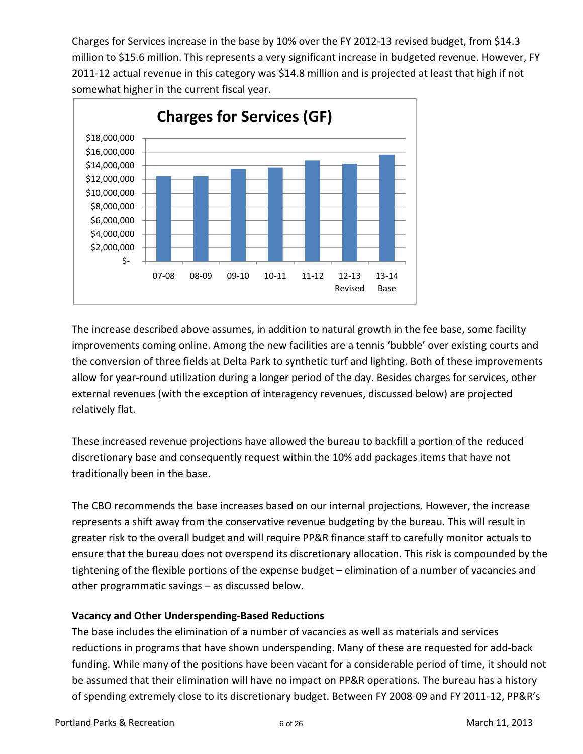Charges for Services increase in the base by 10% over the FY 2012-13 revised budget, from $14.3 million to $15.6 million. This represents a very significant increase in budgeted revenue. However, FY 2011-12 actual revenue in this category was $14.8 million and is projected at least that high if not somewhat higher in the current fiscal year.

The increase described above assumes, in addition to natural growth in the fee base, some facility improvements coming online. Among the new facilities are a tennis 'bubble' over existing courts and the conversion of three fields at Delta Park to synthetic turf and lighting. Both of these improvements allow for year-round utilization during a longer period of the day. Besides charges for services, other external revenues (with the exception of interagency revenues, discussed below) are projected relatively flat.

These increased revenue projections have allowed the bureau to backfill a portion of the reduced discretionary base and consequently request within the 10% add packages items that have not traditionally been in the base.

The CBO recommends the base increases based on our internal projections. However, the increase represents a shift away from the conservative revenue budgeting by the bureau. This will result in greater risk to the overall budget and will require PP&R finance staff to carefully monitor actuals to ensure that the bureau does not overspend its discretionary allocation. This risk is compounded by the tightening of the flexible portions of the expense budget – elimination of a number of vacancies and other programmatic savings – as discussed below.

**Vacancy and Other Underspending-Based Reductions**

The base includes the elimination of a number of vacancies as well as materials and services reductions in programs that have shown underspending. Many of these are requested for add-back funding. While many of the positions have been vacant for a considerable period of time, it should not be assumed that their elimination will have no impact on PP&R operations. The bureau has a history of spending extremely close to its discretionary budget. Between FY 2008-09 and FY 2011-12, PP&R's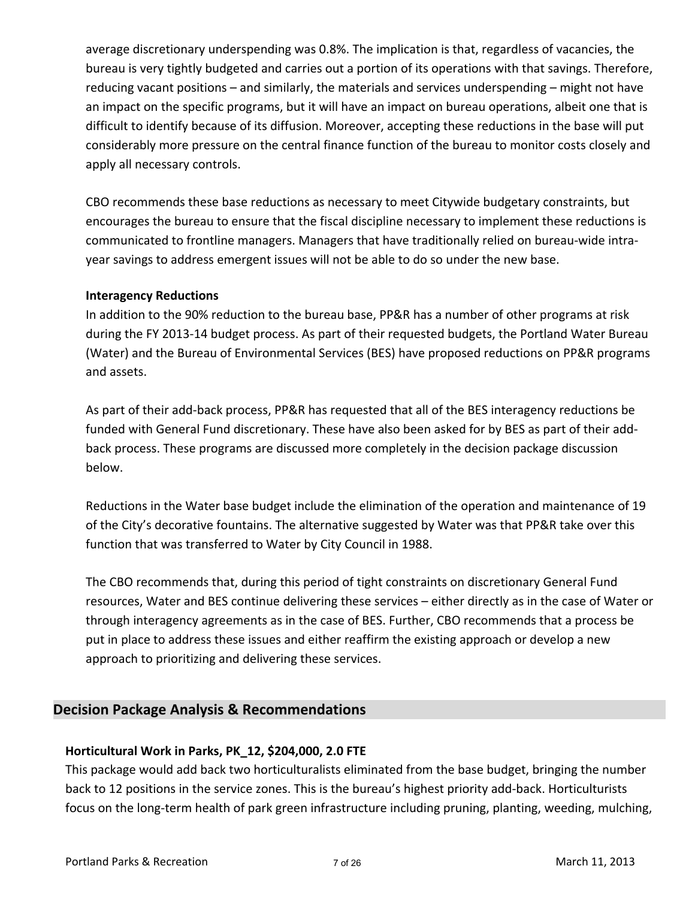average discretionary underspending was 0.8%. The implication is that, regardless of vacancies, the bureau is very tightly budgeted and carries out a portion of its operations with that savings. Therefore, reducing vacant positions – and similarly, the materials and services underspending – might not have an impact on the specific programs, but it will have an impact on bureau operations, albeit one that is difficult to identify because of its diffusion. Moreover, accepting these reductions in the base will put considerably more pressure on the central finance function of the bureau to monitor costs closely and apply all necessary controls.

CBO recommends these base reductions as necessary to meet Citywide budgetary constraints, but encourages the bureau to ensure that the fiscal discipline necessary to implement these reductions is communicated to frontline managers. Managers that have traditionally relied on bureau-wide intra-year savings to address emergent issues will not be able to do so under the new base.

**Interagency Reductions**

In addition to the 90% reduction to the bureau base, PP&R has a number of other programs at risk during the FY 2013-14 budget process. As part of their requested budgets, the Portland Water Bureau (Water) and the Bureau of Environmental Services (BES) have proposed reductions on PP&R programs and assets.

As part of their add-back process, PP&R has requested that all of the BES interagency reductions be funded with General Fund discretionary. These have also been asked for by BES as part of their add-back process. These programs are discussed more completely in the decision package discussion below.

Reductions in the Water base budget include the elimination of the operation and maintenance of 19 of the City's decorative fountains. The alternative suggested by Water was that PP&R take over this function that was transferred to Water by City Council in 1988.

The CBO recommends that, during this period of tight constraints on discretionary General Fund resources, Water and BES continue delivering these services – either directly as in the case of Water or through interagency agreements as in the case of BES. Further, CBO recommends that a process be put in place to address these issues and either reaffirm the existing approach or develop a new approach to prioritizing and delivering these services.

## Decision Package Analysis & Recommendations

**Horticultural Work in Parks, PK_12, $204,000, 2.0 FTE**

This package would add back two horticulturalists eliminated from the base budget, bringing the number back to 12 positions in the service zones. This is the bureau's highest priority add-back. Horticulturists focus on the long-term health of park green infrastructure including pruning, planting, weeding, mulching,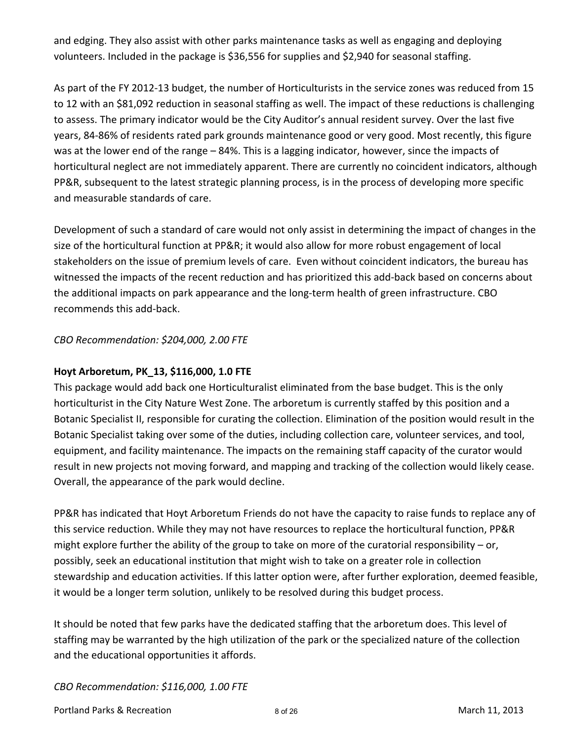and edging. They also assist with other parks maintenance tasks as well as engaging and deploying volunteers. Included in the package is $36,556 for supplies and $2,940 for seasonal staffing.

As part of the FY 2012-13 budget, the number of Horticulturists in the service zones was reduced from 15 to 12 with an $81,092 reduction in seasonal staffing as well. The impact of these reductions is challenging to assess. The primary indicator would be the City Auditor's annual resident survey. Over the last five years, 84-86% of residents rated park grounds maintenance good or very good. Most recently, this figure was at the lower end of the range – 84%. This is a lagging indicator, however, since the impacts of horticultural neglect are not immediately apparent. There are currently no coincident indicators, although PP&R, subsequent to the latest strategic planning process, is in the process of developing more specific and measurable standards of care.

Development of such a standard of care would not only assist in determining the impact of changes in the size of the horticultural function at PP&R; it would also allow for more robust engagement of local stakeholders on the issue of premium levels of care. Even without coincident indicators, the bureau has witnessed the impacts of the recent reduction and has prioritized this add-back based on concerns about the additional impacts on park appearance and the long-term health of green infrastructure. CBO recommends this add-back.

*CBO Recommendation: $204,000, 2.00 FTE*

**Hoyt Arboretum, PK_13, $116,000, 1.0 FTE**

This package would add back one Horticulturalist eliminated from the base budget. This is the only horticulturist in the City Nature West Zone. The arboretum is currently staffed by this position and a Botanic Specialist II, responsible for curating the collection. Elimination of the position would result in the Botanic Specialist taking over some of the duties, including collection care, volunteer services, and tool, equipment, and facility maintenance. The impacts on the remaining staff capacity of the curator would result in new projects not moving forward, and mapping and tracking of the collection would likely cease. Overall, the appearance of the park would decline.

PP&R has indicated that Hoyt Arboretum Friends do not have the capacity to raise funds to replace any of this service reduction. While they may not have resources to replace the horticultural function, PP&R might explore further the ability of the group to take on more of the curatorial responsibility – or, possibly, seek an educational institution that might wish to take on a greater role in collection stewardship and education activities. If this latter option were, after further exploration, deemed feasible, it would be a longer term solution, unlikely to be resolved during this budget process.

It should be noted that few parks have the dedicated staffing that the arboretum does. This level of staffing may be warranted by the high utilization of the park or the specialized nature of the collection and the educational opportunities it affords.

*CBO Recommendation: $116,000, 1.00 FTE*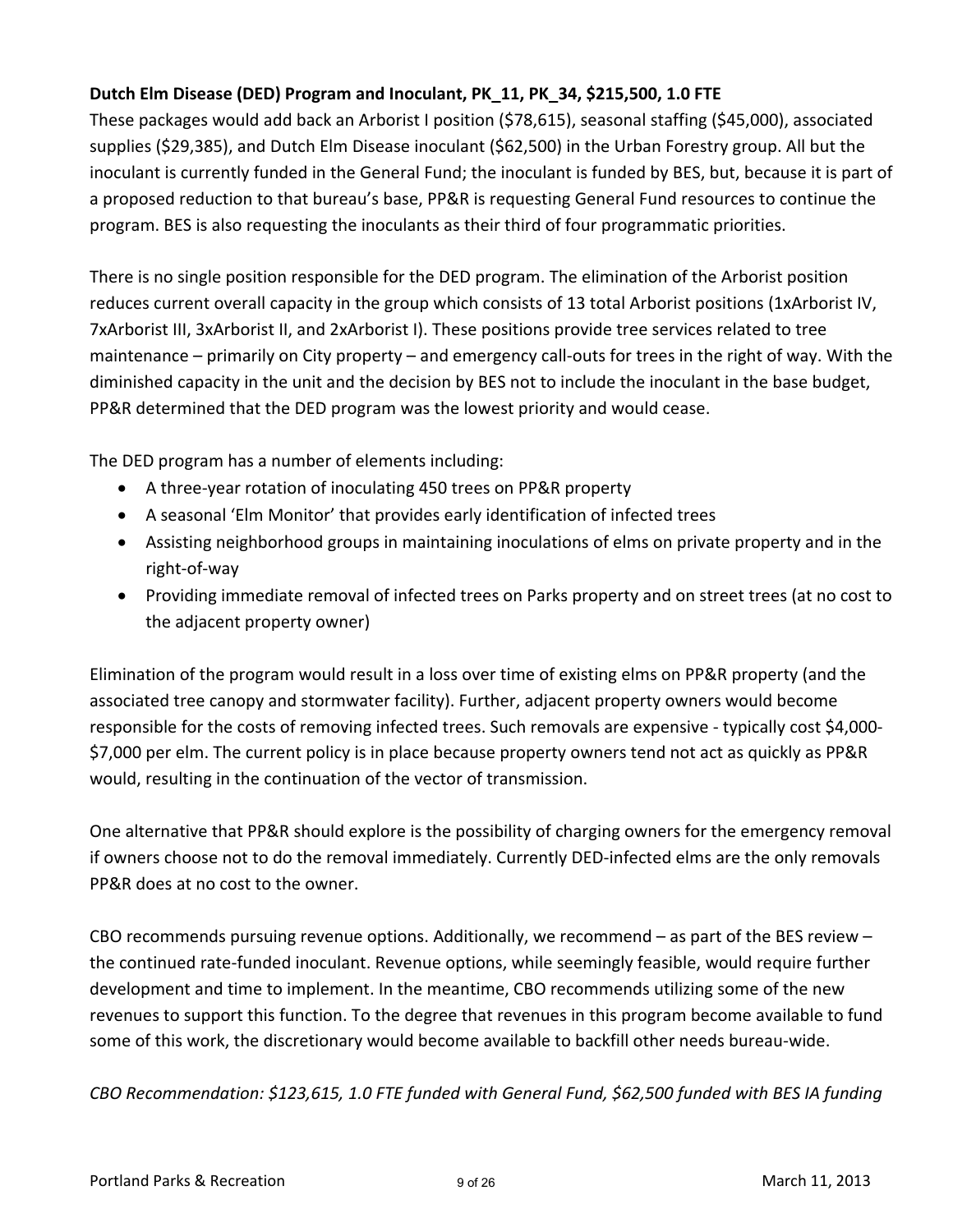**Dutch Elm Disease (DED) Program and Inoculant, PK_11, PK_34, $215,500, 1.0 FTE**

These packages would add back an Arborist I position ($78,615), seasonal staffing ($45,000), associated supplies ($29,385), and Dutch Elm Disease inoculant ($62,500) in the Urban Forestry group. All but the inoculant is currently funded in the General Fund; the inoculant is funded by BES, but, because it is part of a proposed reduction to that bureau's base, PP&R is requesting General Fund resources to continue the program. BES is also requesting the inoculants as their third of four programmatic priorities.

There is no single position responsible for the DED program. The elimination of the Arborist position reduces current overall capacity in the group which consists of 13 total Arborist positions (1xArborist IV, 7xArborist III, 3xArborist II, and 2xArborist I). These positions provide tree services related to tree maintenance – primarily on City property – and emergency call-outs for trees in the right of way. With the diminished capacity in the unit and the decision by BES not to include the inoculant in the base budget, PP&R determined that the DED program was the lowest priority and would cease.

The DED program has a number of elements including:

- A three-year rotation of inoculating 450 trees on PP&R property
- A seasonal 'Elm Monitor' that provides early identification of infected trees
- Assisting neighborhood groups in maintaining inoculations of elms on private property and in the right-of-way
- Providing immediate removal of infected trees on Parks property and on street trees (at no cost to the adjacent property owner)

Elimination of the program would result in a loss over time of existing elms on PP&R property (and the associated tree canopy and stormwater facility). Further, adjacent property owners would become responsible for the costs of removing infected trees. Such removals are expensive - typically cost $4,000-$7,000 per elm. The current policy is in place because property owners tend not act as quickly as PP&R would, resulting in the continuation of the vector of transmission.

One alternative that PP&R should explore is the possibility of charging owners for the emergency removal if owners choose not to do the removal immediately. Currently DED-infected elms are the only removals PP&R does at no cost to the owner.

CBO recommends pursuing revenue options. Additionally, we recommend – as part of the BES review – the continued rate-funded inoculant. Revenue options, while seemingly feasible, would require further development and time to implement. In the meantime, CBO recommends utilizing some of the new revenues to support this function. To the degree that revenues in this program become available to fund some of this work, the discretionary would become available to backfill other needs bureau-wide.

*CBO Recommendation: $123,615, 1.0 FTE funded with General Fund, $62,500 funded with BES IA funding*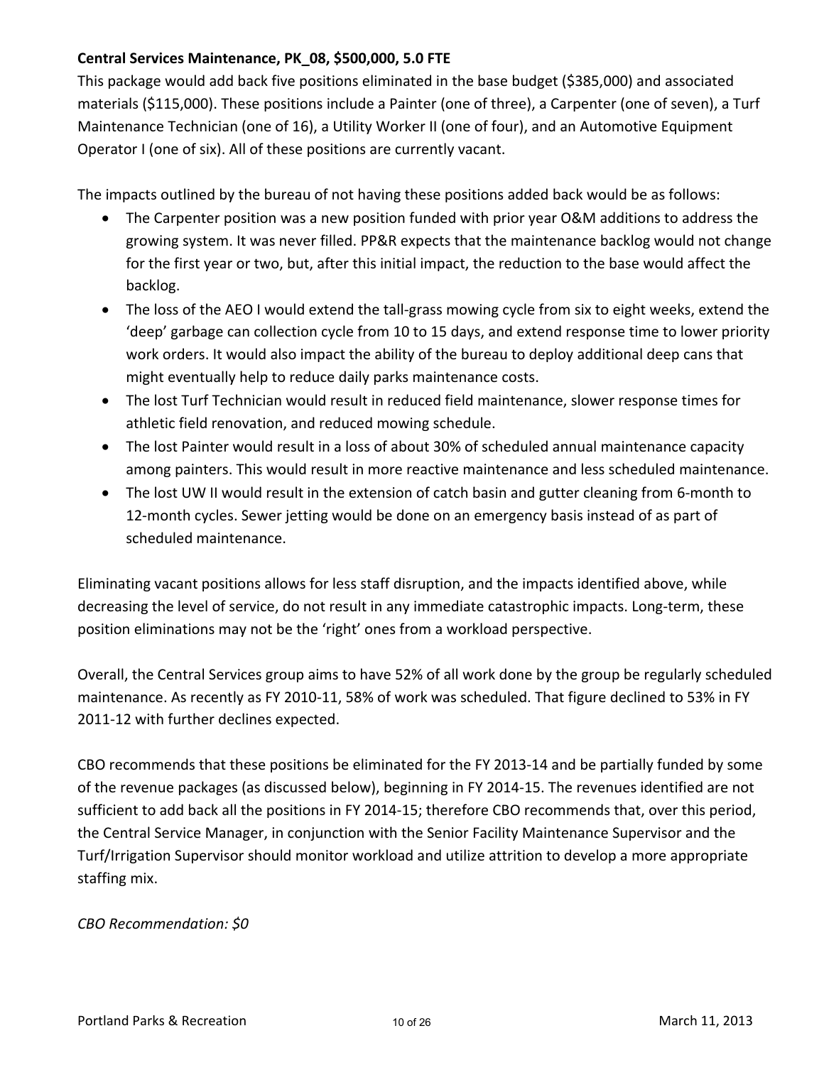**Central Services Maintenance, PK_08, $500,000, 5.0 FTE**

This package would add back five positions eliminated in the base budget ($385,000) and associated materials ($115,000). These positions include a Painter (one of three), a Carpenter (one of seven), a Turf Maintenance Technician (one of 16), a Utility Worker II (one of four), and an Automotive Equipment Operator I (one of six). All of these positions are currently vacant.

The impacts outlined by the bureau of not having these positions added back would be as follows:

- The Carpenter position was a new position funded with prior year O&M additions to address the growing system. It was never filled. PP&R expects that the maintenance backlog would not change for the first year or two, but, after this initial impact, the reduction to the base would affect the backlog.
- The loss of the AEO I would extend the tall-grass mowing cycle from six to eight weeks, extend the 'deep' garbage can collection cycle from 10 to 15 days, and extend response time to lower priority work orders. It would also impact the ability of the bureau to deploy additional deep cans that might eventually help to reduce daily parks maintenance costs.
- The lost Turf Technician would result in reduced field maintenance, slower response times for athletic field renovation, and reduced mowing schedule.
- The lost Painter would result in a loss of about 30% of scheduled annual maintenance capacity among painters. This would result in more reactive maintenance and less scheduled maintenance.
- The lost UW II would result in the extension of catch basin and gutter cleaning from 6-month to 12-month cycles. Sewer jetting would be done on an emergency basis instead of as part of scheduled maintenance.

Eliminating vacant positions allows for less staff disruption, and the impacts identified above, while decreasing the level of service, do not result in any immediate catastrophic impacts. Long-term, these position eliminations may not be the 'right' ones from a workload perspective.

Overall, the Central Services group aims to have 52% of all work done by the group be regularly scheduled maintenance. As recently as FY 2010-11, 58% of work was scheduled. That figure declined to 53% in FY 2011-12 with further declines expected.

CBO recommends that these positions be eliminated for the FY 2013-14 and be partially funded by some of the revenue packages (as discussed below), beginning in FY 2014-15. The revenues identified are not sufficient to add back all the positions in FY 2014-15; therefore CBO recommends that, over this period, the Central Service Manager, in conjunction with the Senior Facility Maintenance Supervisor and the Turf/Irrigation Supervisor should monitor workload and utilize attrition to develop a more appropriate staffing mix.

*CBO Recommendation: $0*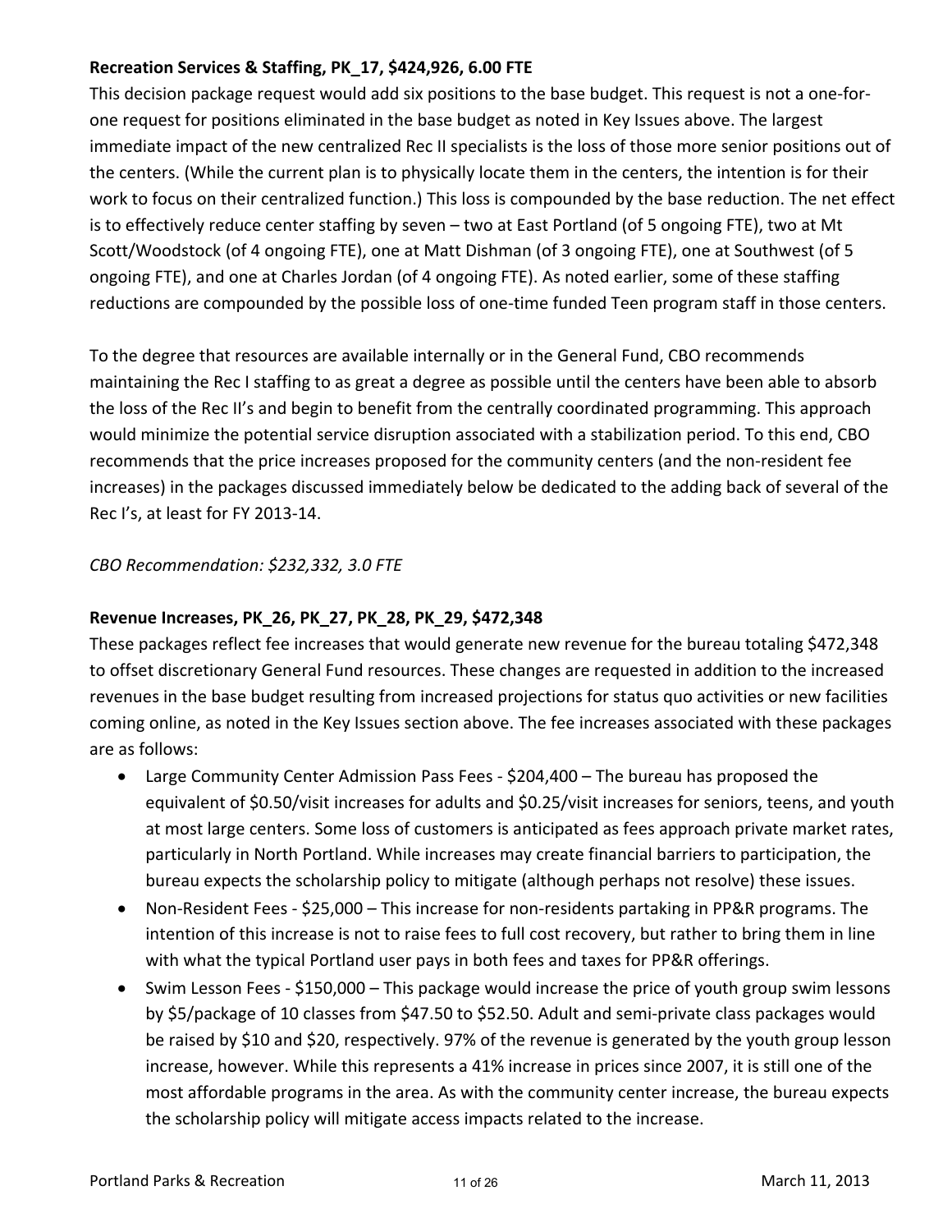**Recreation Services & Staffing, PK_17, $424,926, 6.00 FTE**

This decision package request would add six positions to the base budget. This request is not a one-for-one request for positions eliminated in the base budget as noted in Key Issues above. The largest immediate impact of the new centralized Rec II specialists is the loss of those more senior positions out of the centers. (While the current plan is to physically locate them in the centers, the intention is for their work to focus on their centralized function.) This loss is compounded by the base reduction. The net effect is to effectively reduce center staffing by seven – two at East Portland (of 5 ongoing FTE), two at Mt Scott/Woodstock (of 4 ongoing FTE), one at Matt Dishman (of 3 ongoing FTE), one at Southwest (of 5 ongoing FTE), and one at Charles Jordan (of 4 ongoing FTE). As noted earlier, some of these staffing reductions are compounded by the possible loss of one-time funded Teen program staff in those centers.

To the degree that resources are available internally or in the General Fund, CBO recommends maintaining the Rec I staffing to as great a degree as possible until the centers have been able to absorb the loss of the Rec II's and begin to benefit from the centrally coordinated programming. This approach would minimize the potential service disruption associated with a stabilization period. To this end, CBO recommends that the price increases proposed for the community centers (and the non-resident fee increases) in the packages discussed immediately below be dedicated to the adding back of several of the Rec I's, at least for FY 2013-14.

*CBO Recommendation: $232,332, 3.0 FTE*

**Revenue Increases, PK_26, PK_27, PK_28, PK_29, $472,348**

These packages reflect fee increases that would generate new revenue for the bureau totaling $472,348 to offset discretionary General Fund resources. These changes are requested in addition to the increased revenues in the base budget resulting from increased projections for status quo activities or new facilities coming online, as noted in the Key Issues section above. The fee increases associated with these packages are as follows:

- Large Community Center Admission Pass Fees - $204,400 – The bureau has proposed the equivalent of $0.50/visit increases for adults and $0.25/visit increases for seniors, teens, and youth at most large centers. Some loss of customers is anticipated as fees approach private market rates, particularly in North Portland. While increases may create financial barriers to participation, the bureau expects the scholarship policy to mitigate (although perhaps not resolve) these issues.
- Non-Resident Fees - $25,000 – This increase for non-residents partaking in PP&R programs. The intention of this increase is not to raise fees to full cost recovery, but rather to bring them in line with what the typical Portland user pays in both fees and taxes for PP&R offerings.
- Swim Lesson Fees - $150,000 – This package would increase the price of youth group swim lessons by $5/package of 10 classes from $47.50 to $52.50. Adult and semi-private class packages would be raised by $10 and $20, respectively. 97% of the revenue is generated by the youth group lesson increase, however. While this represents a 41% increase in prices since 2007, it is still one of the most affordable programs in the area. As with the community center increase, the bureau expects the scholarship policy will mitigate access impacts related to the increase.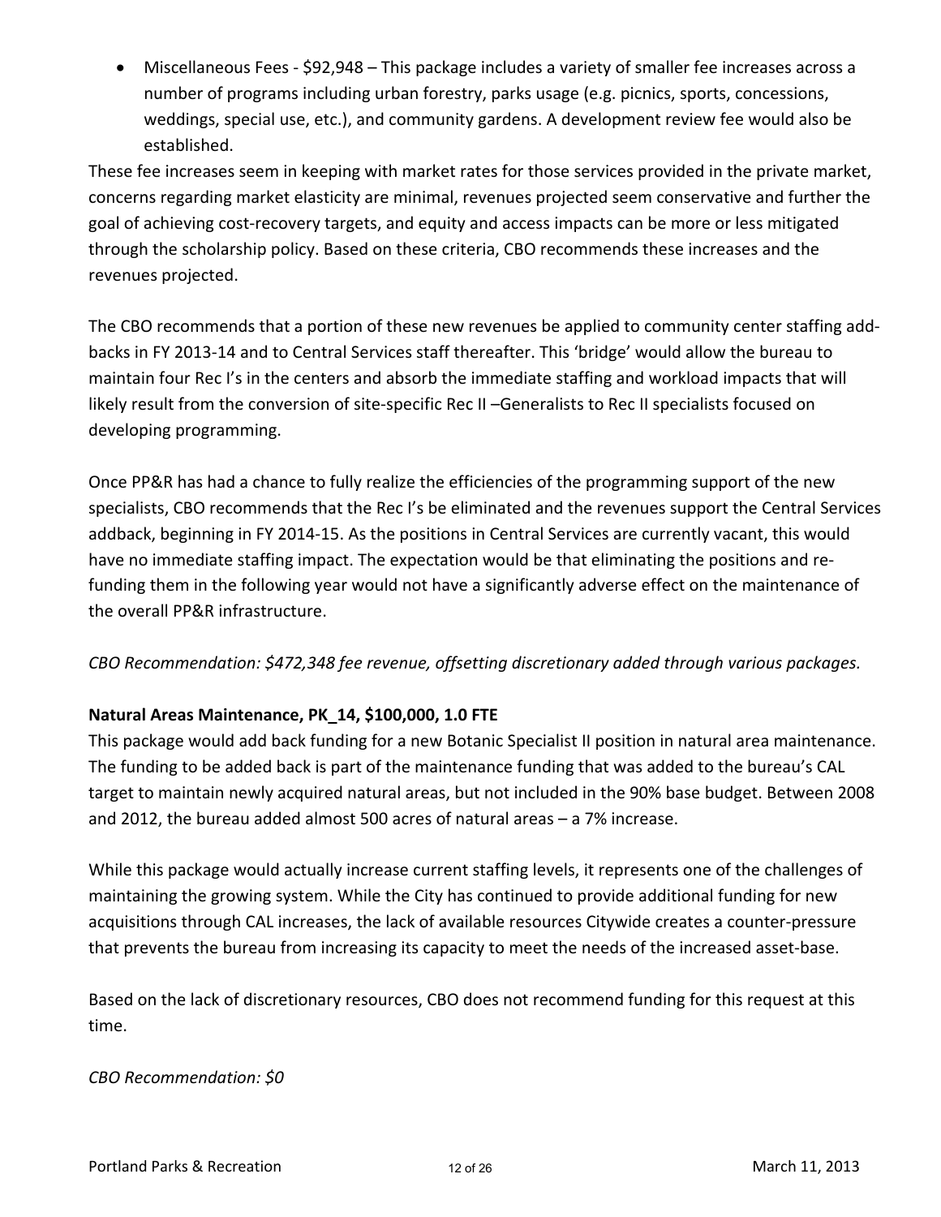- Miscellaneous Fees - $92,948 – This package includes a variety of smaller fee increases across a number of programs including urban forestry, parks usage (e.g. picnics, sports, concessions, weddings, special use, etc.), and community gardens. A development review fee would also be established.

These fee increases seem in keeping with market rates for those services provided in the private market, concerns regarding market elasticity are minimal, revenues projected seem conservative and further the goal of achieving cost-recovery targets, and equity and access impacts can be more or less mitigated through the scholarship policy. Based on these criteria, CBO recommends these increases and the revenues projected.

The CBO recommends that a portion of these new revenues be applied to community center staffing add-backs in FY 2013-14 and to Central Services staff thereafter. This 'bridge' would allow the bureau to maintain four Rec I's in the centers and absorb the immediate staffing and workload impacts that will likely result from the conversion of site-specific Rec II –Generalists to Rec II specialists focused on developing programming.

Once PP&R has had a chance to fully realize the efficiencies of the programming support of the new specialists, CBO recommends that the Rec I's be eliminated and the revenues support the Central Services addback, beginning in FY 2014-15. As the positions in Central Services are currently vacant, this would have no immediate staffing impact. The expectation would be that eliminating the positions and re-funding them in the following year would not have a significantly adverse effect on the maintenance of the overall PP&R infrastructure.

*CBO Recommendation: $472,348 fee revenue, offsetting discretionary added through various packages.*

**Natural Areas Maintenance, PK_14, $100,000, 1.0 FTE**

This package would add back funding for a new Botanic Specialist II position in natural area maintenance. The funding to be added back is part of the maintenance funding that was added to the bureau's CAL target to maintain newly acquired natural areas, but not included in the 90% base budget. Between 2008 and 2012, the bureau added almost 500 acres of natural areas – a 7% increase.

While this package would actually increase current staffing levels, it represents one of the challenges of maintaining the growing system. While the City has continued to provide additional funding for new acquisitions through CAL increases, the lack of available resources Citywide creates a counter-pressure that prevents the bureau from increasing its capacity to meet the needs of the increased asset-base.

Based on the lack of discretionary resources, CBO does not recommend funding for this request at this time.

*CBO Recommendation: $0*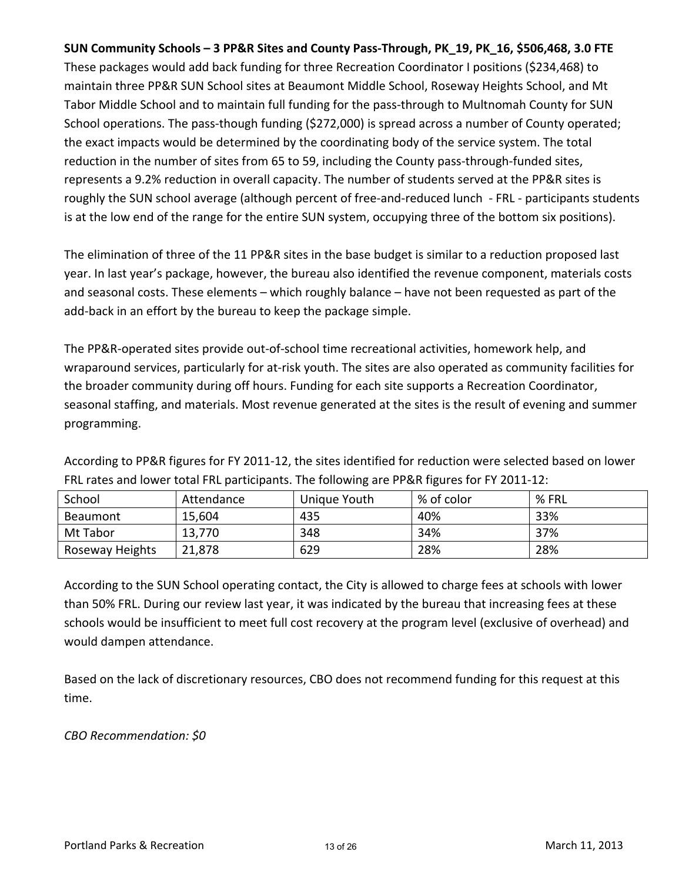**SUN Community Schools – 3 PP&R Sites and County Pass-Through, PK_19, PK_16, $506,468, 3.0 FTE**

These packages would add back funding for three Recreation Coordinator I positions ($234,468) to maintain three PP&R SUN School sites at Beaumont Middle School, Roseway Heights School, and Mt Tabor Middle School and to maintain full funding for the pass-through to Multnomah County for SUN School operations. The pass-though funding ($272,000) is spread across a number of County operated; the exact impacts would be determined by the coordinating body of the service system. The total reduction in the number of sites from 65 to 59, including the County pass-through-funded sites, represents a 9.2% reduction in overall capacity. The number of students served at the PP&R sites is roughly the SUN school average (although percent of free-and-reduced lunch - FRL - participants students is at the low end of the range for the entire SUN system, occupying three of the bottom six positions).

The elimination of three of the 11 PP&R sites in the base budget is similar to a reduction proposed last year. In last year's package, however, the bureau also identified the revenue component, materials costs and seasonal costs. These elements – which roughly balance – have not been requested as part of the add-back in an effort by the bureau to keep the package simple.

The PP&R-operated sites provide out-of-school time recreational activities, homework help, and wraparound services, particularly for at-risk youth. The sites are also operated as community facilities for the broader community during off hours. Funding for each site supports a Recreation Coordinator, seasonal staffing, and materials. Most revenue generated at the sites is the result of evening and summer programming.

According to PP&R figures for FY 2011-12, the sites identified for reduction were selected based on lower FRL rates and lower total FRL participants. The following are PP&R figures for FY 2011-12:

| School | Attendance | Unique Youth | % of color | % FRL |
|---|---|---|---|---|
| Beaumont | 15,604 | 435 | 40% | 33% |
| Mt Tabor | 13,770 | 348 | 34% | 37% |
| Roseway Heights | 21,878 | 629 | 28% | 28% |

According to the SUN School operating contact, the City is allowed to charge fees at schools with lower than 50% FRL. During our review last year, it was indicated by the bureau that increasing fees at these schools would be insufficient to meet full cost recovery at the program level (exclusive of overhead) and would dampen attendance.

Based on the lack of discretionary resources, CBO does not recommend funding for this request at this time.

*CBO Recommendation: $0*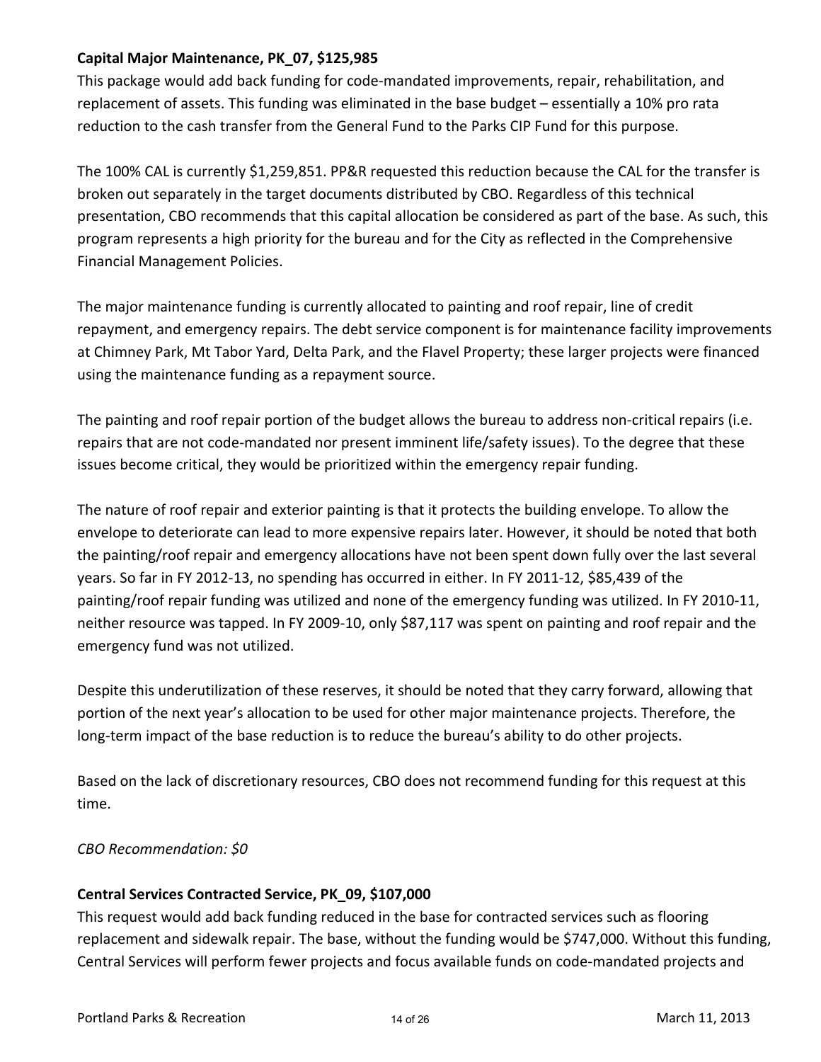**Capital Major Maintenance, PK_07, $125,985**

This package would add back funding for code-mandated improvements, repair, rehabilitation, and replacement of assets. This funding was eliminated in the base budget – essentially a 10% pro rata reduction to the cash transfer from the General Fund to the Parks CIP Fund for this purpose.

The 100% CAL is currently $1,259,851. PP&R requested this reduction because the CAL for the transfer is broken out separately in the target documents distributed by CBO. Regardless of this technical presentation, CBO recommends that this capital allocation be considered as part of the base. As such, this program represents a high priority for the bureau and for the City as reflected in the Comprehensive Financial Management Policies.

The major maintenance funding is currently allocated to painting and roof repair, line of credit repayment, and emergency repairs. The debt service component is for maintenance facility improvements at Chimney Park, Mt Tabor Yard, Delta Park, and the Flavel Property; these larger projects were financed using the maintenance funding as a repayment source.

The painting and roof repair portion of the budget allows the bureau to address non-critical repairs (i.e. repairs that are not code-mandated nor present imminent life/safety issues). To the degree that these issues become critical, they would be prioritized within the emergency repair funding.

The nature of roof repair and exterior painting is that it protects the building envelope. To allow the envelope to deteriorate can lead to more expensive repairs later. However, it should be noted that both the painting/roof repair and emergency allocations have not been spent down fully over the last several years. So far in FY 2012-13, no spending has occurred in either. In FY 2011-12, $85,439 of the painting/roof repair funding was utilized and none of the emergency funding was utilized. In FY 2010-11, neither resource was tapped. In FY 2009-10, only $87,117 was spent on painting and roof repair and the emergency fund was not utilized.

Despite this underutilization of these reserves, it should be noted that they carry forward, allowing that portion of the next year's allocation to be used for other major maintenance projects. Therefore, the long-term impact of the base reduction is to reduce the bureau's ability to do other projects.

Based on the lack of discretionary resources, CBO does not recommend funding for this request at this time.

*CBO Recommendation: $0*

**Central Services Contracted Service, PK_09, $107,000**

This request would add back funding reduced in the base for contracted services such as flooring replacement and sidewalk repair. The base, without the funding would be $747,000. Without this funding, Central Services will perform fewer projects and focus available funds on code-mandated projects and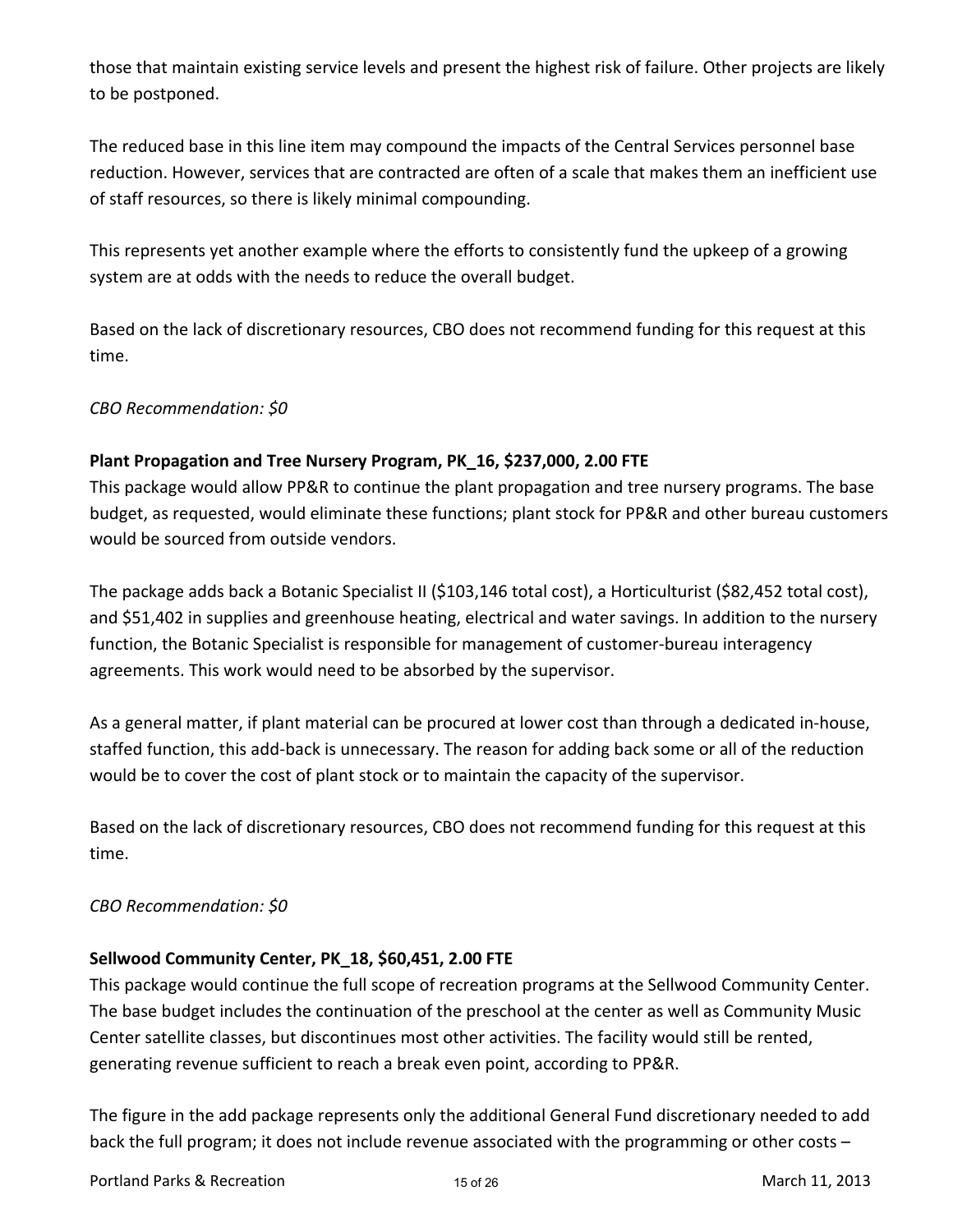those that maintain existing service levels and present the highest risk of failure. Other projects are likely to be postponed.

The reduced base in this line item may compound the impacts of the Central Services personnel base reduction. However, services that are contracted are often of a scale that makes them an inefficient use of staff resources, so there is likely minimal compounding.

This represents yet another example where the efforts to consistently fund the upkeep of a growing system are at odds with the needs to reduce the overall budget.

Based on the lack of discretionary resources, CBO does not recommend funding for this request at this time.

*CBO Recommendation: $0*

**Plant Propagation and Tree Nursery Program, PK_16, $237,000, 2.00 FTE**

This package would allow PP&R to continue the plant propagation and tree nursery programs. The base budget, as requested, would eliminate these functions; plant stock for PP&R and other bureau customers would be sourced from outside vendors.

The package adds back a Botanic Specialist II ($103,146 total cost), a Horticulturist ($82,452 total cost), and $51,402 in supplies and greenhouse heating, electrical and water savings. In addition to the nursery function, the Botanic Specialist is responsible for management of customer-bureau interagency agreements. This work would need to be absorbed by the supervisor.

As a general matter, if plant material can be procured at lower cost than through a dedicated in-house, staffed function, this add-back is unnecessary. The reason for adding back some or all of the reduction would be to cover the cost of plant stock or to maintain the capacity of the supervisor.

Based on the lack of discretionary resources, CBO does not recommend funding for this request at this time.

*CBO Recommendation: $0*

**Sellwood Community Center, PK_18, $60,451, 2.00 FTE**

This package would continue the full scope of recreation programs at the Sellwood Community Center. The base budget includes the continuation of the preschool at the center as well as Community Music Center satellite classes, but discontinues most other activities. The facility would still be rented, generating revenue sufficient to reach a break even point, according to PP&R.

The figure in the add package represents only the additional General Fund discretionary needed to add back the full program; it does not include revenue associated with the programming or other costs –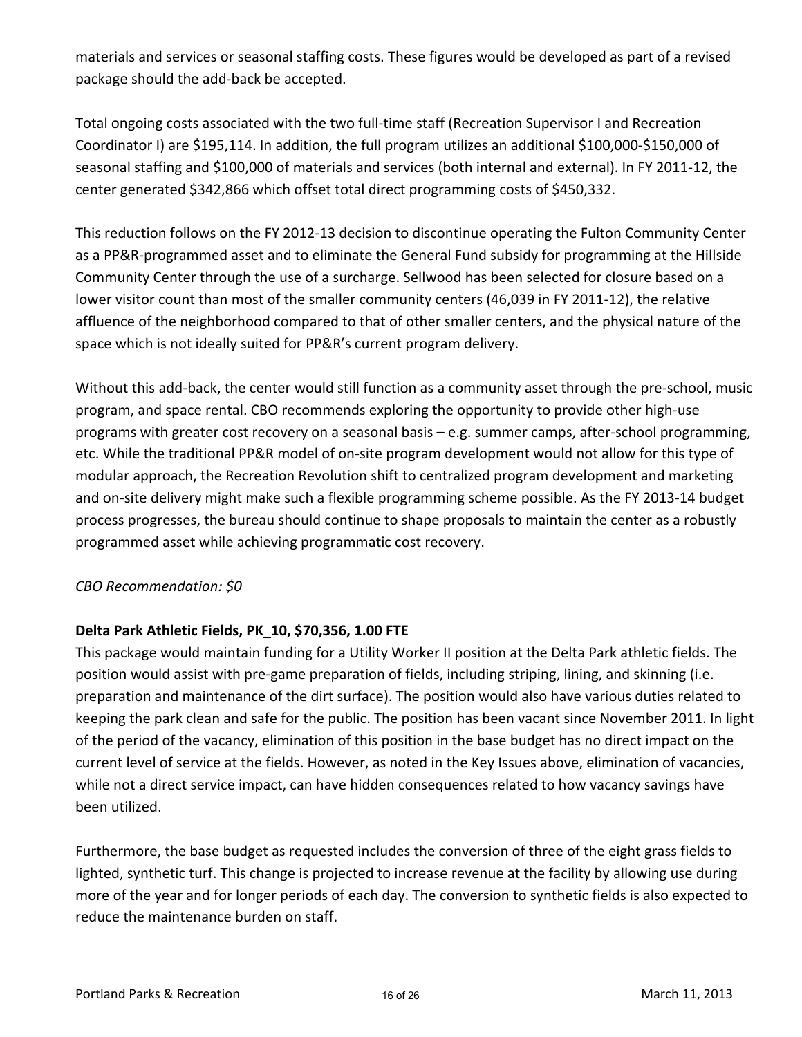materials and services or seasonal staffing costs. These figures would be developed as part of a revised package should the add-back be accepted.

Total ongoing costs associated with the two full-time staff (Recreation Supervisor I and Recreation Coordinator I) are $195,114. In addition, the full program utilizes an additional $100,000-$150,000 of seasonal staffing and $100,000 of materials and services (both internal and external). In FY 2011-12, the center generated $342,866 which offset total direct programming costs of $450,332.

This reduction follows on the FY 2012-13 decision to discontinue operating the Fulton Community Center as a PP&R-programmed asset and to eliminate the General Fund subsidy for programming at the Hillside Community Center through the use of a surcharge. Sellwood has been selected for closure based on a lower visitor count than most of the smaller community centers (46,039 in FY 2011-12), the relative affluence of the neighborhood compared to that of other smaller centers, and the physical nature of the space which is not ideally suited for PP&R's current program delivery.

Without this add-back, the center would still function as a community asset through the pre-school, music program, and space rental. CBO recommends exploring the opportunity to provide other high-use programs with greater cost recovery on a seasonal basis – e.g. summer camps, after-school programming, etc. While the traditional PP&R model of on-site program development would not allow for this type of modular approach, the Recreation Revolution shift to centralized program development and marketing and on-site delivery might make such a flexible programming scheme possible. As the FY 2013-14 budget process progresses, the bureau should continue to shape proposals to maintain the center as a robustly programmed asset while achieving programmatic cost recovery.

*CBO Recommendation: $0*

**Delta Park Athletic Fields, PK_10, $70,356, 1.00 FTE**

This package would maintain funding for a Utility Worker II position at the Delta Park athletic fields. The position would assist with pre-game preparation of fields, including striping, lining, and skinning (i.e. preparation and maintenance of the dirt surface). The position would also have various duties related to keeping the park clean and safe for the public. The position has been vacant since November 2011. In light of the period of the vacancy, elimination of this position in the base budget has no direct impact on the current level of service at the fields. However, as noted in the Key Issues above, elimination of vacancies, while not a direct service impact, can have hidden consequences related to how vacancy savings have been utilized.

Furthermore, the base budget as requested includes the conversion of three of the eight grass fields to lighted, synthetic turf. This change is projected to increase revenue at the facility by allowing use during more of the year and for longer periods of each day. The conversion to synthetic fields is also expected to reduce the maintenance burden on staff.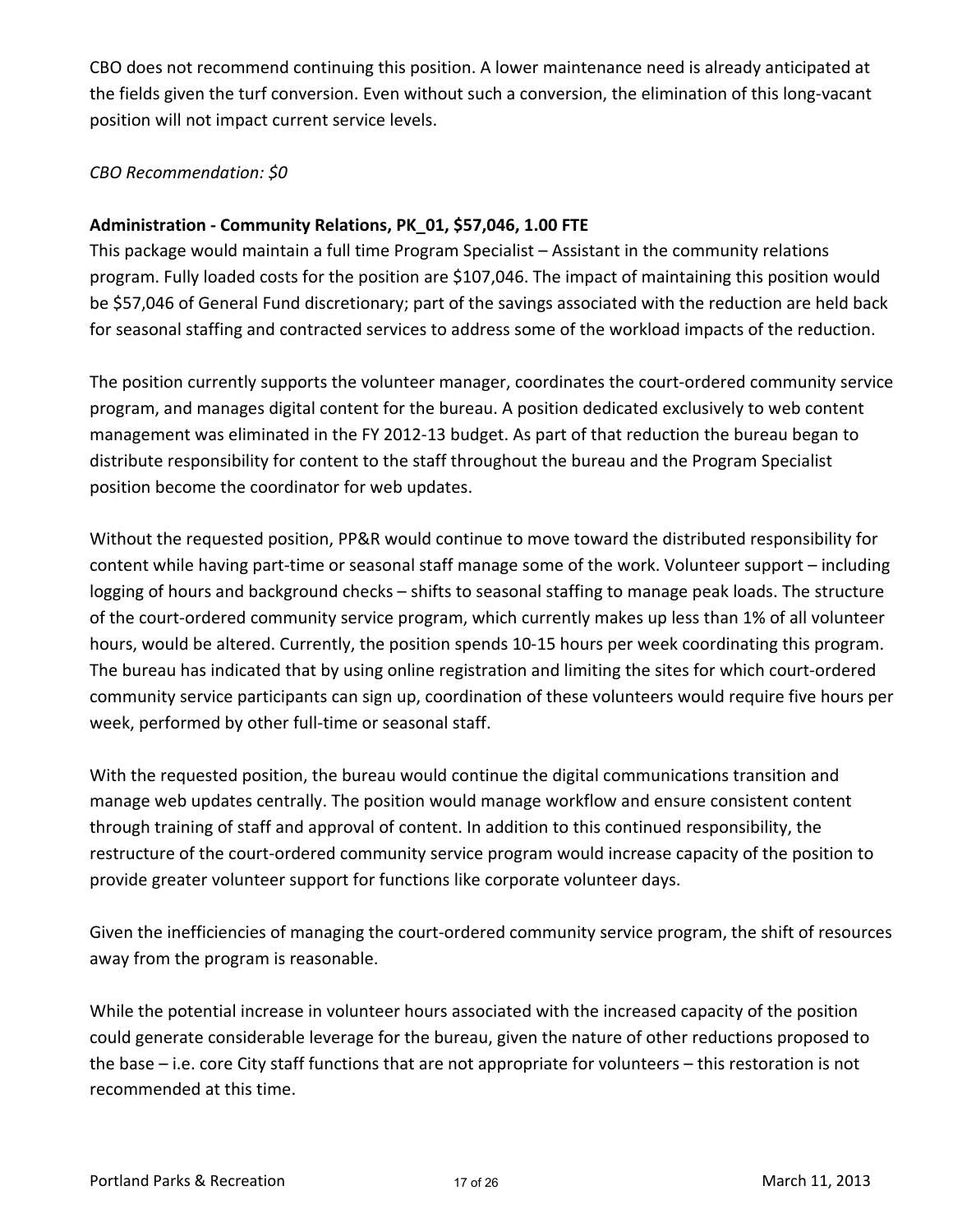CBO does not recommend continuing this position. A lower maintenance need is already anticipated at the fields given the turf conversion. Even without such a conversion, the elimination of this long-vacant position will not impact current service levels.

*CBO Recommendation: $0*

**Administration - Community Relations, PK_01, $57,046, 1.00 FTE**

This package would maintain a full time Program Specialist – Assistant in the community relations program. Fully loaded costs for the position are $107,046. The impact of maintaining this position would be $57,046 of General Fund discretionary; part of the savings associated with the reduction are held back for seasonal staffing and contracted services to address some of the workload impacts of the reduction.

The position currently supports the volunteer manager, coordinates the court-ordered community service program, and manages digital content for the bureau. A position dedicated exclusively to web content management was eliminated in the FY 2012-13 budget. As part of that reduction the bureau began to distribute responsibility for content to the staff throughout the bureau and the Program Specialist position become the coordinator for web updates.

Without the requested position, PP&R would continue to move toward the distributed responsibility for content while having part-time or seasonal staff manage some of the work. Volunteer support – including logging of hours and background checks – shifts to seasonal staffing to manage peak loads. The structure of the court-ordered community service program, which currently makes up less than 1% of all volunteer hours, would be altered. Currently, the position spends 10-15 hours per week coordinating this program. The bureau has indicated that by using online registration and limiting the sites for which court-ordered community service participants can sign up, coordination of these volunteers would require five hours per week, performed by other full-time or seasonal staff.

With the requested position, the bureau would continue the digital communications transition and manage web updates centrally. The position would manage workflow and ensure consistent content through training of staff and approval of content. In addition to this continued responsibility, the restructure of the court-ordered community service program would increase capacity of the position to provide greater volunteer support for functions like corporate volunteer days.

Given the inefficiencies of managing the court-ordered community service program, the shift of resources away from the program is reasonable.

While the potential increase in volunteer hours associated with the increased capacity of the position could generate considerable leverage for the bureau, given the nature of other reductions proposed to the base – i.e. core City staff functions that are not appropriate for volunteers – this restoration is not recommended at this time.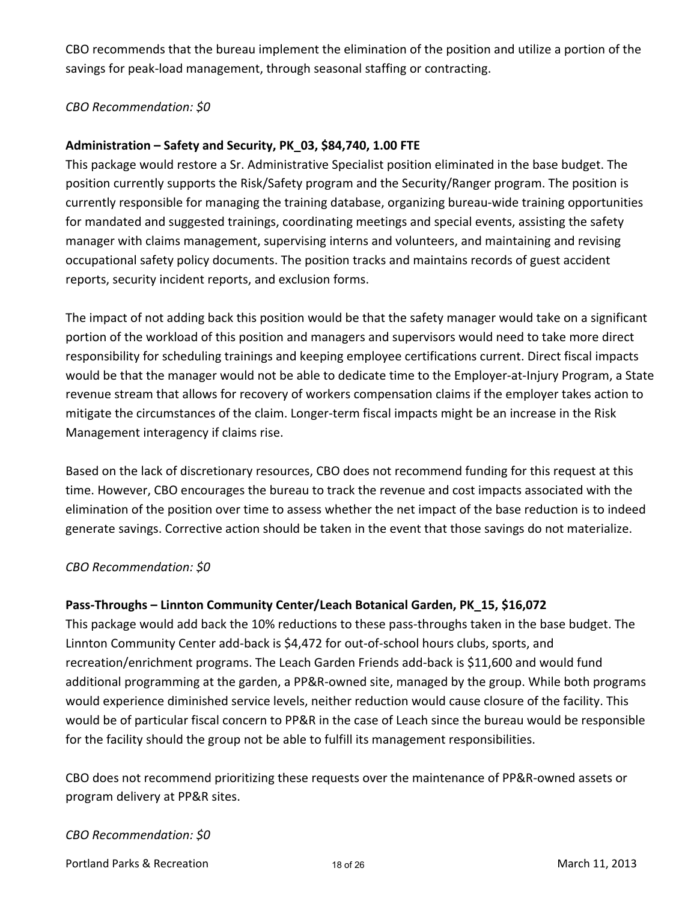CBO recommends that the bureau implement the elimination of the position and utilize a portion of the savings for peak-load management, through seasonal staffing or contracting.

*CBO Recommendation: $0*

**Administration – Safety and Security, PK_03, $84,740, 1.00 FTE**

This package would restore a Sr. Administrative Specialist position eliminated in the base budget. The position currently supports the Risk/Safety program and the Security/Ranger program. The position is currently responsible for managing the training database, organizing bureau-wide training opportunities for mandated and suggested trainings, coordinating meetings and special events, assisting the safety manager with claims management, supervising interns and volunteers, and maintaining and revising occupational safety policy documents. The position tracks and maintains records of guest accident reports, security incident reports, and exclusion forms.

The impact of not adding back this position would be that the safety manager would take on a significant portion of the workload of this position and managers and supervisors would need to take more direct responsibility for scheduling trainings and keeping employee certifications current. Direct fiscal impacts would be that the manager would not be able to dedicate time to the Employer-at-Injury Program, a State revenue stream that allows for recovery of workers compensation claims if the employer takes action to mitigate the circumstances of the claim. Longer-term fiscal impacts might be an increase in the Risk Management interagency if claims rise.

Based on the lack of discretionary resources, CBO does not recommend funding for this request at this time. However, CBO encourages the bureau to track the revenue and cost impacts associated with the elimination of the position over time to assess whether the net impact of the base reduction is to indeed generate savings. Corrective action should be taken in the event that those savings do not materialize.

*CBO Recommendation: $0*

**Pass-Throughs – Linnton Community Center/Leach Botanical Garden, PK_15, $16,072**

This package would add back the 10% reductions to these pass-throughs taken in the base budget. The Linnton Community Center add-back is $4,472 for out-of-school hours clubs, sports, and recreation/enrichment programs. The Leach Garden Friends add-back is $11,600 and would fund additional programming at the garden, a PP&R-owned site, managed by the group. While both programs would experience diminished service levels, neither reduction would cause closure of the facility. This would be of particular fiscal concern to PP&R in the case of Leach since the bureau would be responsible for the facility should the group not be able to fulfill its management responsibilities.

CBO does not recommend prioritizing these requests over the maintenance of PP&R-owned assets or program delivery at PP&R sites.

*CBO Recommendation: $0*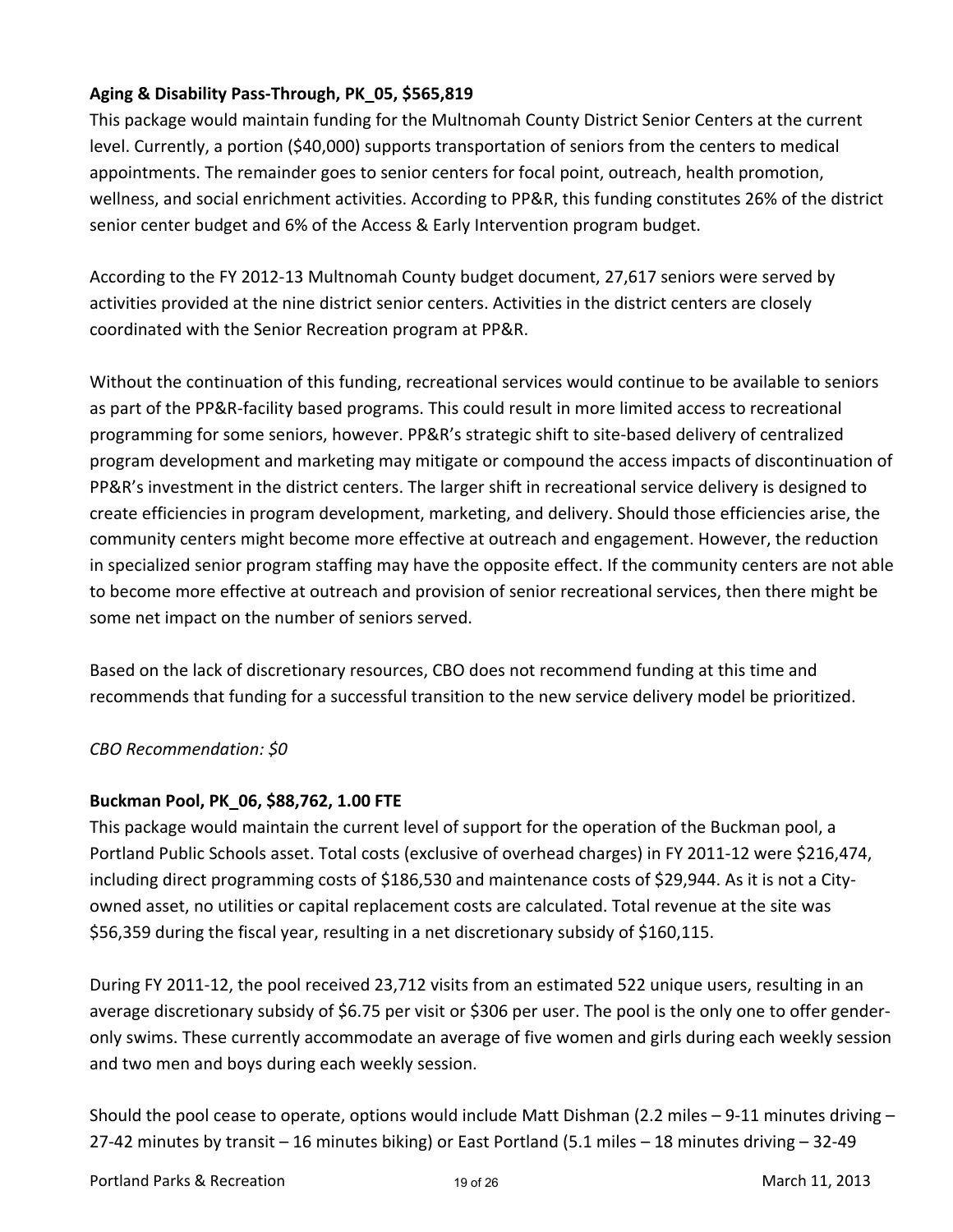**Aging & Disability Pass-Through, PK_05, $565,819**

This package would maintain funding for the Multnomah County District Senior Centers at the current level. Currently, a portion ($40,000) supports transportation of seniors from the centers to medical appointments. The remainder goes to senior centers for focal point, outreach, health promotion, wellness, and social enrichment activities. According to PP&R, this funding constitutes 26% of the district senior center budget and 6% of the Access & Early Intervention program budget.

According to the FY 2012-13 Multnomah County budget document, 27,617 seniors were served by activities provided at the nine district senior centers. Activities in the district centers are closely coordinated with the Senior Recreation program at PP&R.

Without the continuation of this funding, recreational services would continue to be available to seniors as part of the PP&R-facility based programs. This could result in more limited access to recreational programming for some seniors, however. PP&R's strategic shift to site-based delivery of centralized program development and marketing may mitigate or compound the access impacts of discontinuation of PP&R's investment in the district centers. The larger shift in recreational service delivery is designed to create efficiencies in program development, marketing, and delivery. Should those efficiencies arise, the community centers might become more effective at outreach and engagement. However, the reduction in specialized senior program staffing may have the opposite effect. If the community centers are not able to become more effective at outreach and provision of senior recreational services, then there might be some net impact on the number of seniors served.

Based on the lack of discretionary resources, CBO does not recommend funding at this time and recommends that funding for a successful transition to the new service delivery model be prioritized.

*CBO Recommendation: $0*

**Buckman Pool, PK_06, $88,762, 1.00 FTE**

This package would maintain the current level of support for the operation of the Buckman pool, a Portland Public Schools asset. Total costs (exclusive of overhead charges) in FY 2011-12 were $216,474, including direct programming costs of $186,530 and maintenance costs of $29,944. As it is not a City-owned asset, no utilities or capital replacement costs are calculated. Total revenue at the site was $56,359 during the fiscal year, resulting in a net discretionary subsidy of $160,115.

During FY 2011-12, the pool received 23,712 visits from an estimated 522 unique users, resulting in an average discretionary subsidy of $6.75 per visit or $306 per user. The pool is the only one to offer gender-only swims. These currently accommodate an average of five women and girls during each weekly session and two men and boys during each weekly session.

Should the pool cease to operate, options would include Matt Dishman (2.2 miles – 9-11 minutes driving – 27-42 minutes by transit – 16 minutes biking) or East Portland (5.1 miles – 18 minutes driving – 32-49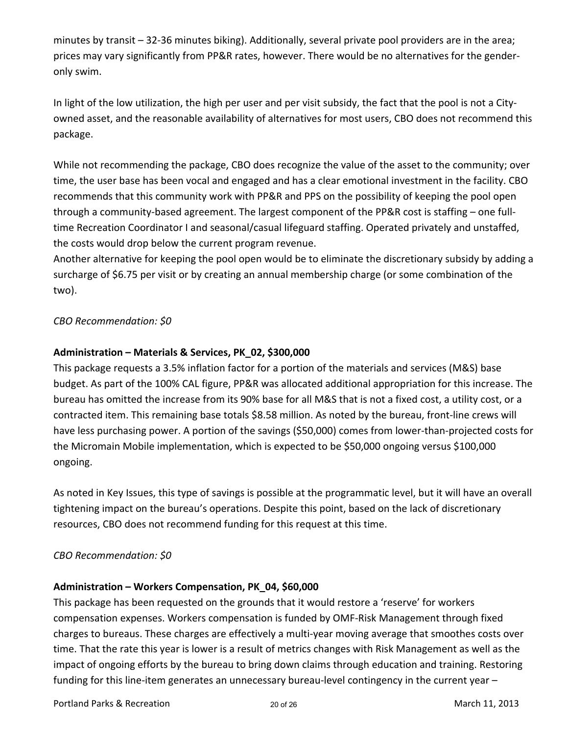minutes by transit – 32-36 minutes biking). Additionally, several private pool providers are in the area; prices may vary significantly from PP&R rates, however. There would be no alternatives for the gender-only swim.

In light of the low utilization, the high per user and per visit subsidy, the fact that the pool is not a City-owned asset, and the reasonable availability of alternatives for most users, CBO does not recommend this package.

While not recommending the package, CBO does recognize the value of the asset to the community; over time, the user base has been vocal and engaged and has a clear emotional investment in the facility. CBO recommends that this community work with PP&R and PPS on the possibility of keeping the pool open through a community-based agreement. The largest component of the PP&R cost is staffing – one full-time Recreation Coordinator I and seasonal/casual lifeguard staffing. Operated privately and unstaffed, the costs would drop below the current program revenue.
Another alternative for keeping the pool open would be to eliminate the discretionary subsidy by adding a surcharge of $6.75 per visit or by creating an annual membership charge (or some combination of the two).

*CBO Recommendation: $0*

**Administration – Materials & Services, PK_02, $300,000**
This package requests a 3.5% inflation factor for a portion of the materials and services (M&S) base budget. As part of the 100% CAL figure, PP&R was allocated additional appropriation for this increase. The bureau has omitted the increase from its 90% base for all M&S that is not a fixed cost, a utility cost, or a contracted item. This remaining base totals $8.58 million. As noted by the bureau, front-line crews will have less purchasing power. A portion of the savings ($50,000) comes from lower-than-projected costs for the Micromain Mobile implementation, which is expected to be $50,000 ongoing versus $100,000 ongoing.

As noted in Key Issues, this type of savings is possible at the programmatic level, but it will have an overall tightening impact on the bureau's operations. Despite this point, based on the lack of discretionary resources, CBO does not recommend funding for this request at this time.

*CBO Recommendation: $0*

**Administration – Workers Compensation, PK_04, $60,000**
This package has been requested on the grounds that it would restore a 'reserve' for workers compensation expenses. Workers compensation is funded by OMF-Risk Management through fixed charges to bureaus. These charges are effectively a multi-year moving average that smoothes costs over time. That the rate this year is lower is a result of metrics changes with Risk Management as well as the impact of ongoing efforts by the bureau to bring down claims through education and training. Restoring funding for this line-item generates an unnecessary bureau-level contingency in the current year –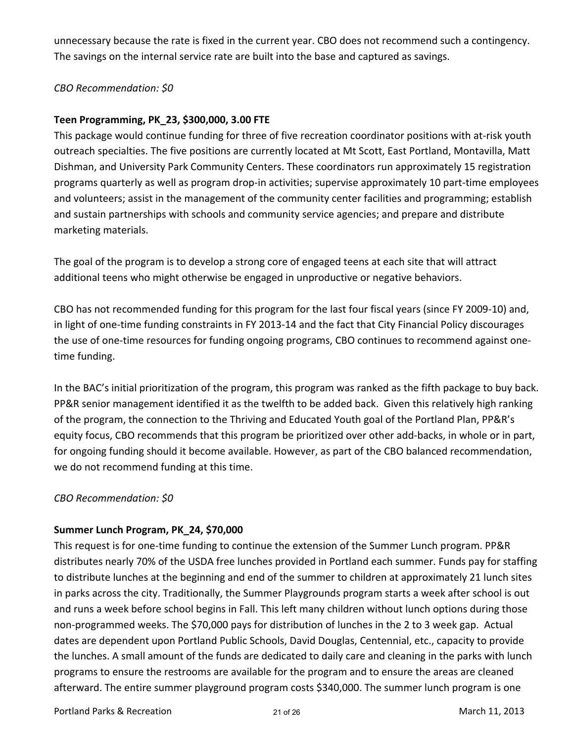unnecessary because the rate is fixed in the current year. CBO does not recommend such a contingency. The savings on the internal service rate are built into the base and captured as savings.

*CBO Recommendation: $0*

**Teen Programming, PK_23, $300,000, 3.00 FTE**

This package would continue funding for three of five recreation coordinator positions with at-risk youth outreach specialties. The five positions are currently located at Mt Scott, East Portland, Montavilla, Matt Dishman, and University Park Community Centers. These coordinators run approximately 15 registration programs quarterly as well as program drop-in activities; supervise approximately 10 part-time employees and volunteers; assist in the management of the community center facilities and programming; establish and sustain partnerships with schools and community service agencies; and prepare and distribute marketing materials.

The goal of the program is to develop a strong core of engaged teens at each site that will attract additional teens who might otherwise be engaged in unproductive or negative behaviors.

CBO has not recommended funding for this program for the last four fiscal years (since FY 2009-10) and, in light of one-time funding constraints in FY 2013-14 and the fact that City Financial Policy discourages the use of one-time resources for funding ongoing programs, CBO continues to recommend against one-time funding.

In the BAC's initial prioritization of the program, this program was ranked as the fifth package to buy back. PP&R senior management identified it as the twelfth to be added back. Given this relatively high ranking of the program, the connection to the Thriving and Educated Youth goal of the Portland Plan, PP&R's equity focus, CBO recommends that this program be prioritized over other add-backs, in whole or in part, for ongoing funding should it become available. However, as part of the CBO balanced recommendation, we do not recommend funding at this time.

*CBO Recommendation: $0*

**Summer Lunch Program, PK_24, $70,000**

This request is for one-time funding to continue the extension of the Summer Lunch program. PP&R distributes nearly 70% of the USDA free lunches provided in Portland each summer. Funds pay for staffing to distribute lunches at the beginning and end of the summer to children at approximately 21 lunch sites in parks across the city. Traditionally, the Summer Playgrounds program starts a week after school is out and runs a week before school begins in Fall. This left many children without lunch options during those non-programmed weeks. The $70,000 pays for distribution of lunches in the 2 to 3 week gap. Actual dates are dependent upon Portland Public Schools, David Douglas, Centennial, etc., capacity to provide the lunches. A small amount of the funds are dedicated to daily care and cleaning in the parks with lunch programs to ensure the restrooms are available for the program and to ensure the areas are cleaned afterward. The entire summer playground program costs $340,000. The summer lunch program is one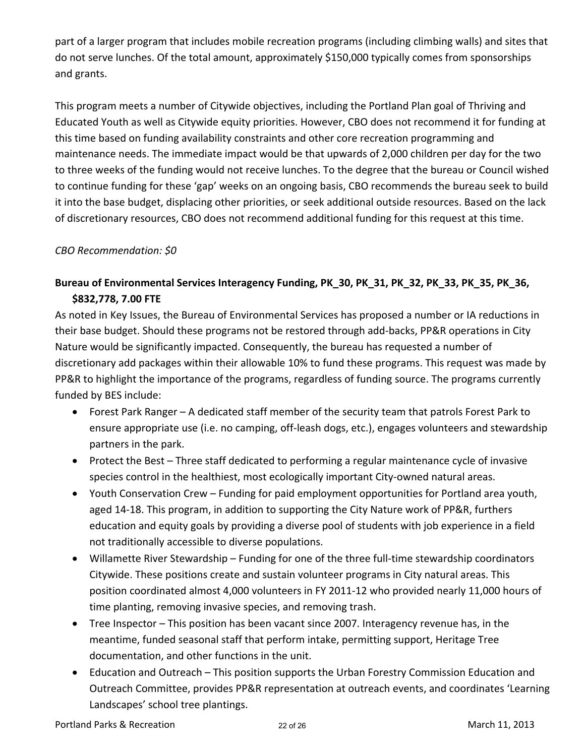part of a larger program that includes mobile recreation programs (including climbing walls) and sites that do not serve lunches. Of the total amount, approximately $150,000 typically comes from sponsorships and grants.

This program meets a number of Citywide objectives, including the Portland Plan goal of Thriving and Educated Youth as well as Citywide equity priorities. However, CBO does not recommend it for funding at this time based on funding availability constraints and other core recreation programming and maintenance needs. The immediate impact would be that upwards of 2,000 children per day for the two to three weeks of the funding would not receive lunches. To the degree that the bureau or Council wished to continue funding for these 'gap' weeks on an ongoing basis, CBO recommends the bureau seek to build it into the base budget, displacing other priorities, or seek additional outside resources. Based on the lack of discretionary resources, CBO does not recommend additional funding for this request at this time.

*CBO Recommendation: $0*

**Bureau of Environmental Services Interagency Funding, PK_30, PK_31, PK_32, PK_33, PK_35, PK_36, $832,778, 7.00 FTE**

As noted in Key Issues, the Bureau of Environmental Services has proposed a number or IA reductions in their base budget. Should these programs not be restored through add-backs, PP&R operations in City Nature would be significantly impacted. Consequently, the bureau has requested a number of discretionary add packages within their allowable 10% to fund these programs. This request was made by PP&R to highlight the importance of the programs, regardless of funding source. The programs currently funded by BES include:

- Forest Park Ranger – A dedicated staff member of the security team that patrols Forest Park to ensure appropriate use (i.e. no camping, off-leash dogs, etc.), engages volunteers and stewardship partners in the park.
- Protect the Best – Three staff dedicated to performing a regular maintenance cycle of invasive species control in the healthiest, most ecologically important City-owned natural areas.
- Youth Conservation Crew – Funding for paid employment opportunities for Portland area youth, aged 14-18. This program, in addition to supporting the City Nature work of PP&R, furthers education and equity goals by providing a diverse pool of students with job experience in a field not traditionally accessible to diverse populations.
- Willamette River Stewardship – Funding for one of the three full-time stewardship coordinators Citywide. These positions create and sustain volunteer programs in City natural areas. This position coordinated almost 4,000 volunteers in FY 2011-12 who provided nearly 11,000 hours of time planting, removing invasive species, and removing trash.
- Tree Inspector – This position has been vacant since 2007. Interagency revenue has, in the meantime, funded seasonal staff that perform intake, permitting support, Heritage Tree documentation, and other functions in the unit.
- Education and Outreach – This position supports the Urban Forestry Commission Education and Outreach Committee, provides PP&R representation at outreach events, and coordinates 'Learning Landscapes' school tree plantings.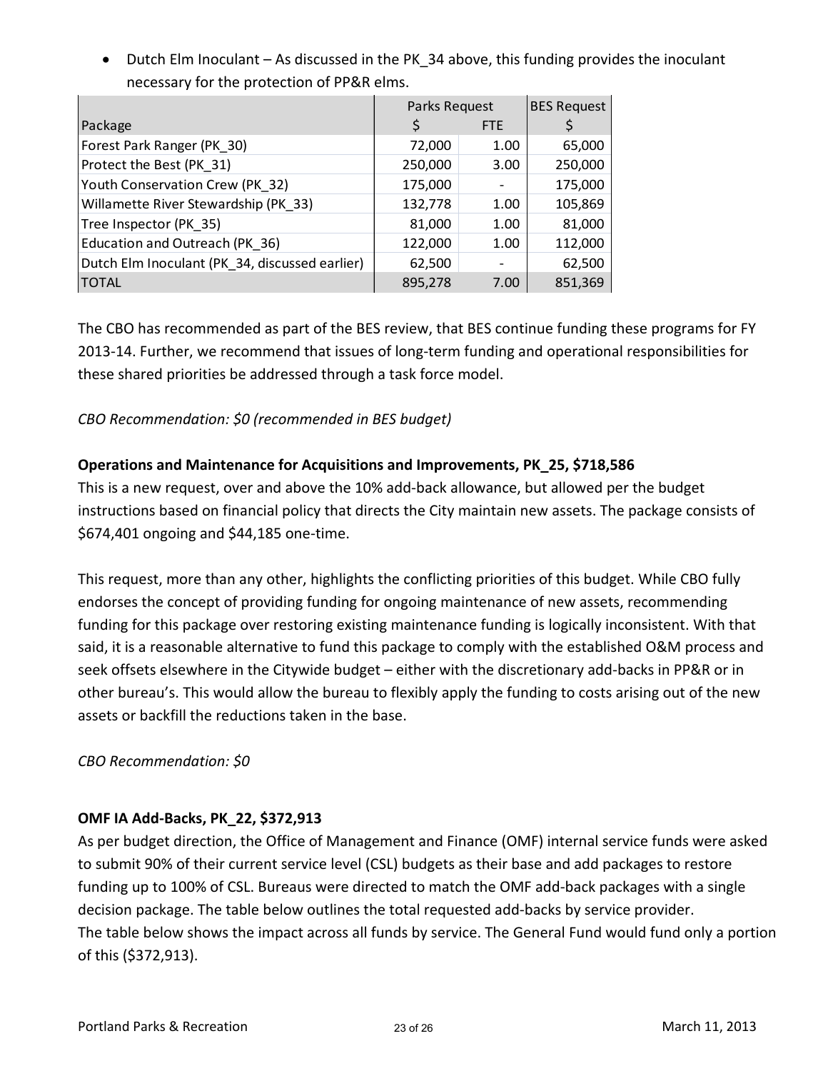- Dutch Elm Inoculant – As discussed in the PK_34 above, this funding provides the inoculant necessary for the protection of PP&R elms.

| Package | Parks Request | | BES Request |
|---|---|---|---|
| | $ | FTE | $ |
| Forest Park Ranger (PK_30) | 72,000 | 1.00 | 65,000 |
| Protect the Best (PK_31) | 250,000 | 3.00 | 250,000 |
| Youth Conservation Crew (PK_32) | 175,000 | - | 175,000 |
| Willamette River Stewardship (PK_33) | 132,778 | 1.00 | 105,869 |
| Tree Inspector (PK_35) | 81,000 | 1.00 | 81,000 |
| Education and Outreach (PK_36) | 122,000 | 1.00 | 112,000 |
| Dutch Elm Inoculant (PK_34, discussed earlier) | 62,500 | - | 62,500 |
| TOTAL | 895,278 | 7.00 | 851,369 |

The CBO has recommended as part of the BES review, that BES continue funding these programs for FY 2013-14. Further, we recommend that issues of long-term funding and operational responsibilities for these shared priorities be addressed through a task force model.

*CBO Recommendation: $0 (recommended in BES budget)*

**Operations and Maintenance for Acquisitions and Improvements, PK_25, $718,586**

This is a new request, over and above the 10% add-back allowance, but allowed per the budget instructions based on financial policy that directs the City maintain new assets. The package consists of $674,401 ongoing and $44,185 one-time.

This request, more than any other, highlights the conflicting priorities of this budget. While CBO fully endorses the concept of providing funding for ongoing maintenance of new assets, recommending funding for this package over restoring existing maintenance funding is logically inconsistent. With that said, it is a reasonable alternative to fund this package to comply with the established O&M process and seek offsets elsewhere in the Citywide budget – either with the discretionary add-backs in PP&R or in other bureau's. This would allow the bureau to flexibly apply the funding to costs arising out of the new assets or backfill the reductions taken in the base.

*CBO Recommendation: $0*

**OMF IA Add-Backs, PK_22, $372,913**

As per budget direction, the Office of Management and Finance (OMF) internal service funds were asked to submit 90% of their current service level (CSL) budgets as their base and add packages to restore funding up to 100% of CSL. Bureaus were directed to match the OMF add-back packages with a single decision package. The table below outlines the total requested add-backs by service provider.
The table below shows the impact across all funds by service. The General Fund would fund only a portion of this ($372,913).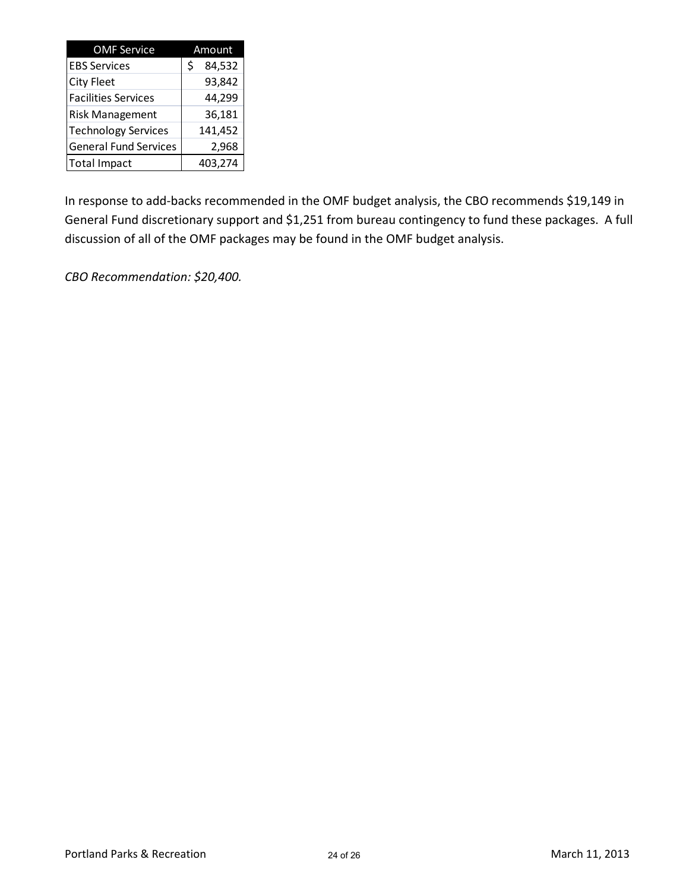| OMF Service | Amount |
|---|---|
| EBS Services | $ 84,532 |
| City Fleet | 93,842 |
| Facilities Services | 44,299 |
| Risk Management | 36,181 |
| Technology Services | 141,452 |
| General Fund Services | 2,968 |
| Total Impact | 403,274 |

In response to add-backs recommended in the OMF budget analysis, the CBO recommends $19,149 in General Fund discretionary support and $1,251 from bureau contingency to fund these packages. A full discussion of all of the OMF packages may be found in the OMF budget analysis.

*CBO Recommendation: $20,400.*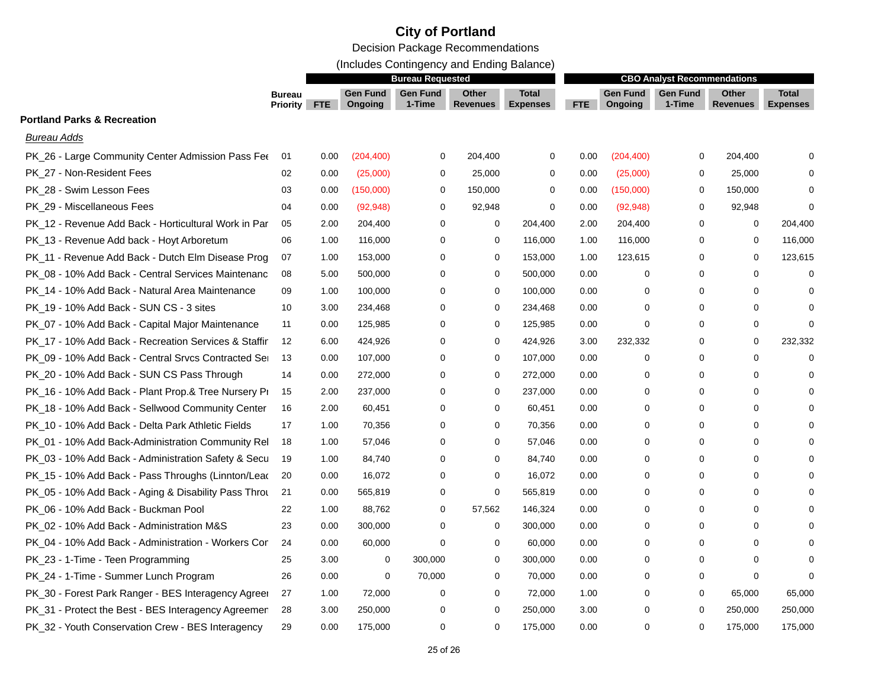# City of Portland

Decision Package Recommendations

(Includes Contingency and Ending Balance)

| | Bureau Priority | Bureau Requested | | | | | CBO Analyst Recommendations | | | | |
|---|---|---|---|---|---|---|---|---|---|---|---|
| | | FTE | Gen Fund Ongoing | Gen Fund 1-Time | Other Revenues | Total Expenses | FTE | Gen Fund Ongoing | Gen Fund 1-Time | Other Revenues | Total Expenses |
| **Portland Parks & Recreation** | | | | | | | | | | | |
| *Bureau Adds* | | | | | | | | | | | |
| PK_26 - Large Community Center Admission Pass Fee | 01 | 0.00 | (204,400) | 0 | 204,400 | 0 | 0.00 | (204,400) | 0 | 204,400 | 0 |
| PK_27 - Non-Resident Fees | 02 | 0.00 | (25,000) | 0 | 25,000 | 0 | 0.00 | (25,000) | 0 | 25,000 | 0 |
| PK_28 - Swim Lesson Fees | 03 | 0.00 | (150,000) | 0 | 150,000 | 0 | 0.00 | (150,000) | 0 | 150,000 | 0 |
| PK_29 - Miscellaneous Fees | 04 | 0.00 | (92,948) | 0 | 92,948 | 0 | 0.00 | (92,948) | 0 | 92,948 | 0 |
| PK_12 - Revenue Add Back - Horticultural Work in Par | 05 | 2.00 | 204,400 | 0 | 0 | 204,400 | 2.00 | 204,400 | 0 | 0 | 204,400 |
| PK_13 - Revenue Add back - Hoyt Arboretum | 06 | 1.00 | 116,000 | 0 | 0 | 116,000 | 1.00 | 116,000 | 0 | 0 | 116,000 |
| PK_11 - Revenue Add Back - Dutch Elm Disease Prog | 07 | 1.00 | 153,000 | 0 | 0 | 153,000 | 1.00 | 123,615 | 0 | 0 | 123,615 |
| PK_08 - 10% Add Back - Central Services Maintenanc | 08 | 5.00 | 500,000 | 0 | 0 | 500,000 | 0.00 | 0 | 0 | 0 | 0 |
| PK_14 - 10% Add Back - Natural Area Maintenance | 09 | 1.00 | 100,000 | 0 | 0 | 100,000 | 0.00 | 0 | 0 | 0 | 0 |
| PK_19 - 10% Add Back - SUN CS - 3 sites | 10 | 3.00 | 234,468 | 0 | 0 | 234,468 | 0.00 | 0 | 0 | 0 | 0 |
| PK_07 - 10% Add Back - Capital Major Maintenance | 11 | 0.00 | 125,985 | 0 | 0 | 125,985 | 0.00 | 0 | 0 | 0 | 0 |
| PK_17 - 10% Add Back - Recreation Services & Staffir | 12 | 6.00 | 424,926 | 0 | 0 | 424,926 | 3.00 | 232,332 | 0 | 0 | 232,332 |
| PK_09 - 10% Add Back - Central Srvcs Contracted Se | 13 | 0.00 | 107,000 | 0 | 0 | 107,000 | 0.00 | 0 | 0 | 0 | 0 |
| PK_20 - 10% Add Back - SUN CS Pass Through | 14 | 0.00 | 272,000 | 0 | 0 | 272,000 | 0.00 | 0 | 0 | 0 | 0 |
| PK_16 - 10% Add Back - Plant Prop.& Tree Nursery Pr | 15 | 2.00 | 237,000 | 0 | 0 | 237,000 | 0.00 | 0 | 0 | 0 | 0 |
| PK_18 - 10% Add Back - Sellwood Community Center | 16 | 2.00 | 60,451 | 0 | 0 | 60,451 | 0.00 | 0 | 0 | 0 | 0 |
| PK_10 - 10% Add Back - Delta Park Athletic Fields | 17 | 1.00 | 70,356 | 0 | 0 | 70,356 | 0.00 | 0 | 0 | 0 | 0 |
| PK_01 - 10% Add Back-Administration Community Rel | 18 | 1.00 | 57,046 | 0 | 0 | 57,046 | 0.00 | 0 | 0 | 0 | 0 |
| PK_03 - 10% Add Back - Administration Safety & Secu | 19 | 1.00 | 84,740 | 0 | 0 | 84,740 | 0.00 | 0 | 0 | 0 | 0 |
| PK_15 - 10% Add Back - Pass Throughs (Linnton/Leac | 20 | 0.00 | 16,072 | 0 | 0 | 16,072 | 0.00 | 0 | 0 | 0 | 0 |
| PK_05 - 10% Add Back - Aging & Disability Pass Throu | 21 | 0.00 | 565,819 | 0 | 0 | 565,819 | 0.00 | 0 | 0 | 0 | 0 |
| PK_06 - 10% Add Back - Buckman Pool | 22 | 1.00 | 88,762 | 0 | 57,562 | 146,324 | 0.00 | 0 | 0 | 0 | 0 |
| PK_02 - 10% Add Back - Administration M&S | 23 | 0.00 | 300,000 | 0 | 0 | 300,000 | 0.00 | 0 | 0 | 0 | 0 |
| PK_04 - 10% Add Back - Administration - Workers Cor | 24 | 0.00 | 60,000 | 0 | 0 | 60,000 | 0.00 | 0 | 0 | 0 | 0 |
| PK_23 - 1-Time - Teen Programming | 25 | 3.00 | 0 | 300,000 | 0 | 300,000 | 0.00 | 0 | 0 | 0 | 0 |
| PK_24 - 1-Time - Summer Lunch Program | 26 | 0.00 | 0 | 70,000 | 0 | 70,000 | 0.00 | 0 | 0 | 0 | 0 |
| PK_30 - Forest Park Ranger - BES Interagency Agree | 27 | 1.00 | 72,000 | 0 | 0 | 72,000 | 1.00 | 0 | 0 | 65,000 | 65,000 |
| PK_31 - Protect the Best - BES Interagency Agreemen | 28 | 3.00 | 250,000 | 0 | 0 | 250,000 | 3.00 | 0 | 0 | 250,000 | 250,000 |
| PK_32 - Youth Conservation Crew - BES Interagency | 29 | 0.00 | 175,000 | 0 | 0 | 175,000 | 0.00 | 0 | 0 | 175,000 | 175,000 |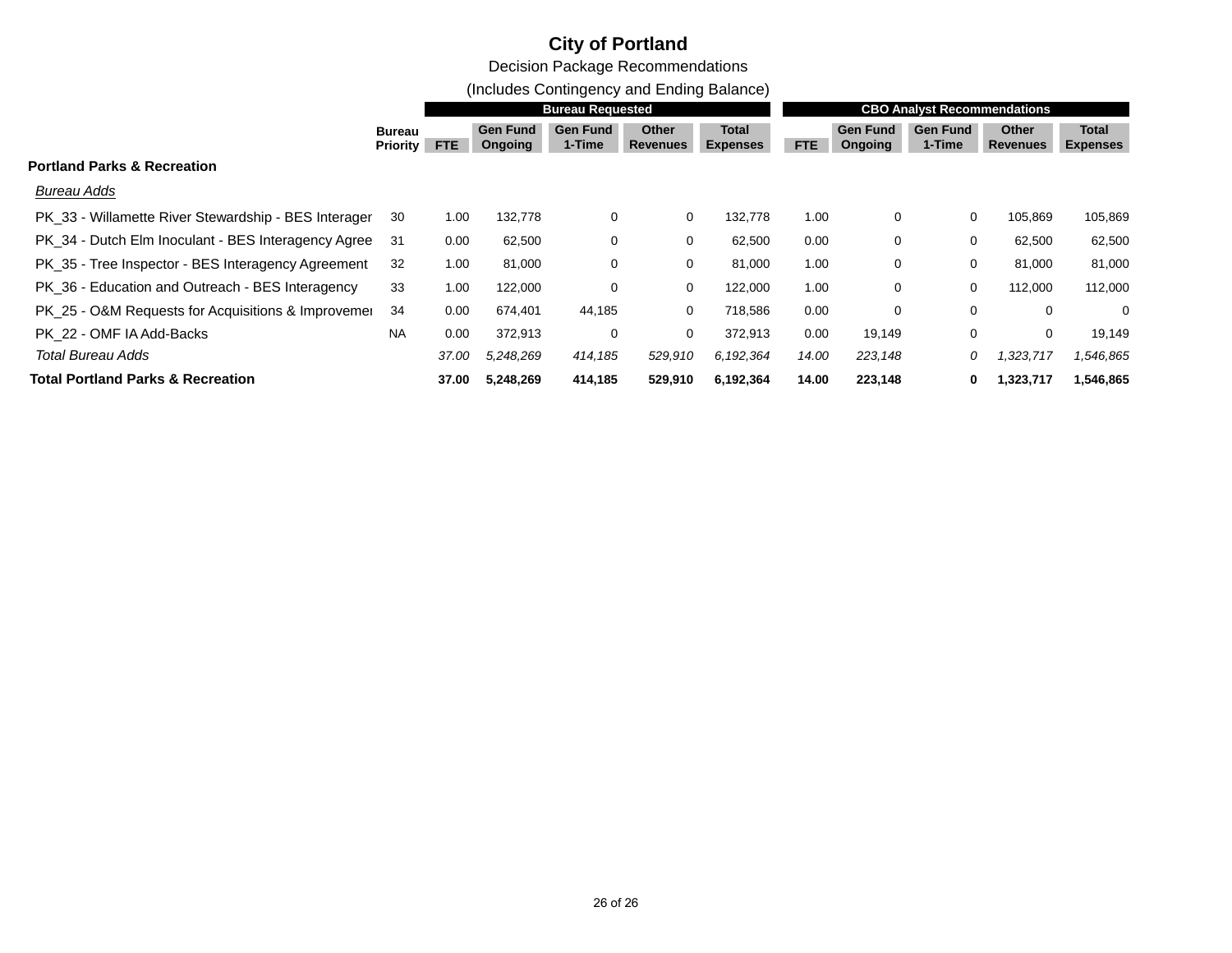# City of Portland

Decision Package Recommendations

(Includes Contingency and Ending Balance)

| | Bureau Priority | Bureau Requested | | | | | CBO Analyst Recommendations | | | | |
|---|---|---|---|---|---|---|---|---|---|---|---|
| | | FTE | Gen Fund Ongoing | Gen Fund 1-Time | Other Revenues | Total Expenses | FTE | Gen Fund Ongoing | Gen Fund 1-Time | Other Revenues | Total Expenses |
| **Portland Parks & Recreation** | | | | | | | | | | | |
| *Bureau Adds* | | | | | | | | | | | |
| PK_33 - Willamette River Stewardship - BES Interager | 30 | 1.00 | 132,778 | 0 | 0 | 132,778 | 1.00 | 0 | 0 | 105,869 | 105,869 |
| PK_34 - Dutch Elm Inoculant - BES Interagency Agree | 31 | 0.00 | 62,500 | 0 | 0 | 62,500 | 0.00 | 0 | 0 | 62,500 | 62,500 |
| PK_35 - Tree Inspector - BES Interagency Agreement | 32 | 1.00 | 81,000 | 0 | 0 | 81,000 | 1.00 | 0 | 0 | 81,000 | 81,000 |
| PK_36 - Education and Outreach - BES Interagency | 33 | 1.00 | 122,000 | 0 | 0 | 122,000 | 1.00 | 0 | 0 | 112,000 | 112,000 |
| PK_25 - O&M Requests for Acquisitions & Improvemer | 34 | 0.00 | 674,401 | 44,185 | 0 | 718,586 | 0.00 | 0 | 0 | 0 | 0 |
| PK_22 - OMF IA Add-Backs | NA | 0.00 | 372,913 | 0 | 0 | 372,913 | 0.00 | 19,149 | 0 | 0 | 19,149 |
| *Total Bureau Adds* | | *37.00* | *5,248,269* | *414,185* | *529,910* | *6,192,364* | *14.00* | *223,148* | *0* | *1,323,717* | *1,546,865* |
| **Total Portland Parks & Recreation** | | **37.00** | **5,248,269** | **414,185** | **529,910** | **6,192,364** | **14.00** | **223,148** | **0** | **1,323,717** | **1,546,865** |